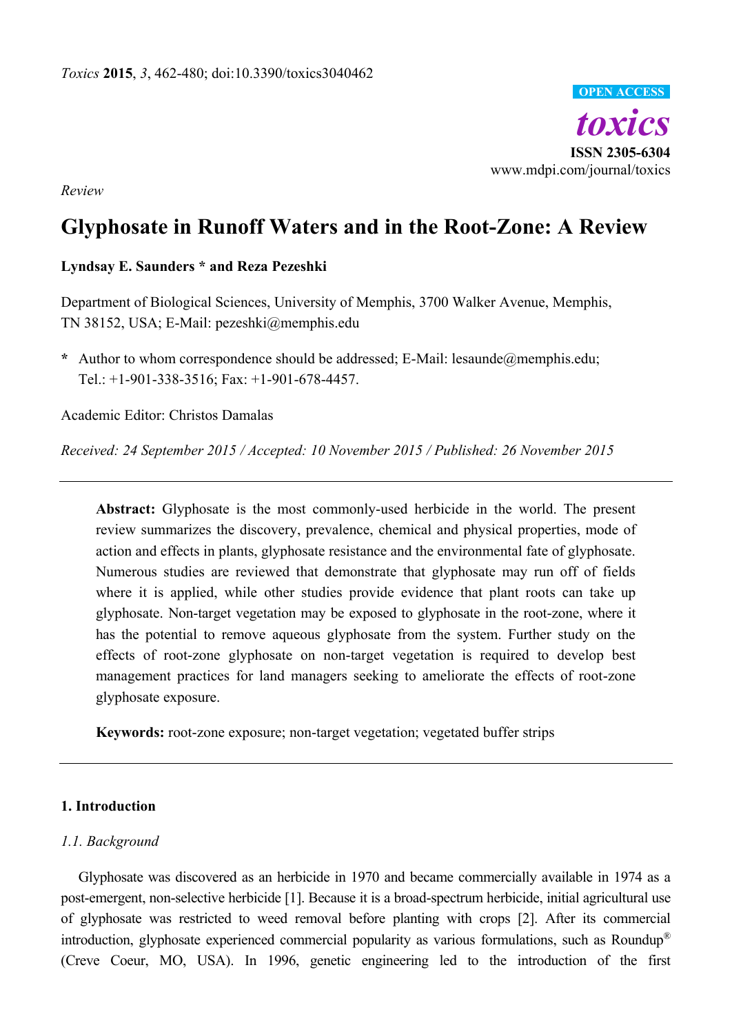Review

# Glyphosate in Runoff Waters and in the Root-Zone: A Review

**Lyndsay E. Saunders * and Reza Pezeshki**

Department of Biological Sciences, University of Memphis, 3700 Walker Avenue, Memphis, TN 38152, USA; E-Mail: pezeshki@memphis.edu

**\*** Author to whom correspondence should be addressed; E-Mail: lesaunde@memphis.edu; Tel.: +1-901-338-3516; Fax: +1-901-678-4457.

Academic Editor: Christos Damalas

*Received: 24 September 2015 / Accepted: 10 November 2015 / Published: 26 November 2015*

---

**Abstract:** Glyphosate is the most commonly-used herbicide in the world. The present review summarizes the discovery, prevalence, chemical and physical properties, mode of action and effects in plants, glyphosate resistance and the environmental fate of glyphosate. Numerous studies are reviewed that demonstrate that glyphosate may run off of fields where it is applied, while other studies provide evidence that plant roots can take up glyphosate. Non-target vegetation may be exposed to glyphosate in the root-zone, where it has the potential to remove aqueous glyphosate from the system. Further study on the effects of root-zone glyphosate on non-target vegetation is required to develop best management practices for land managers seeking to ameliorate the effects of root-zone glyphosate exposure.

**Keywords:** root-zone exposure; non-target vegetation; vegetated buffer strips

---

## 1. Introduction

### 1.1. Background

Glyphosate was discovered as an herbicide in 1970 and became commercially available in 1974 as a post-emergent, non-selective herbicide [1]. Because it is a broad-spectrum herbicide, initial agricultural use of glyphosate was restricted to weed removal before planting with crops [2]. After its commercial introduction, glyphosate experienced commercial popularity as various formulations, such as Roundup® (Creve Coeur, MO, USA). In 1996, genetic engineering led to the introduction of the first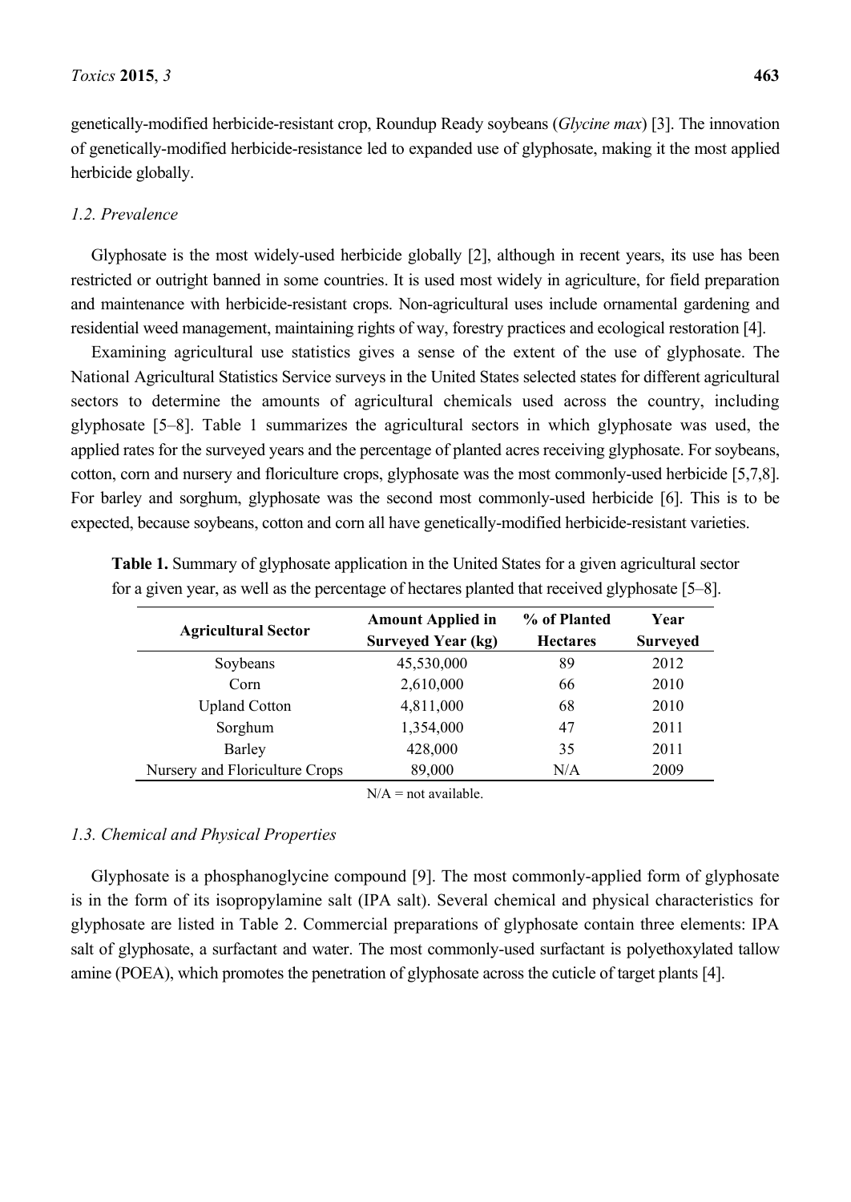genetically-modified herbicide-resistant crop, Roundup Ready soybeans (*Glycine max*) [3]. The innovation of genetically-modified herbicide-resistance led to expanded use of glyphosate, making it the most applied herbicide globally.

### 1.2. Prevalence

Glyphosate is the most widely-used herbicide globally [2], although in recent years, its use has been restricted or outright banned in some countries. It is used most widely in agriculture, for field preparation and maintenance with herbicide-resistant crops. Non-agricultural uses include ornamental gardening and residential weed management, maintaining rights of way, forestry practices and ecological restoration [4].

Examining agricultural use statistics gives a sense of the extent of the use of glyphosate. The National Agricultural Statistics Service surveys in the United States selected states for different agricultural sectors to determine the amounts of agricultural chemicals used across the country, including glyphosate [5–8]. Table 1 summarizes the agricultural sectors in which glyphosate was used, the applied rates for the surveyed years and the percentage of planted acres receiving glyphosate. For soybeans, cotton, corn and nursery and floriculture crops, glyphosate was the most commonly-used herbicide [5,7,8]. For barley and sorghum, glyphosate was the second most commonly-used herbicide [6]. This is to be expected, because soybeans, cotton and corn all have genetically-modified herbicide-resistant varieties.

**Table 1.** Summary of glyphosate application in the United States for a given agricultural sector for a given year, as well as the percentage of hectares planted that received glyphosate [5–8].

| Agricultural Sector | Amount Applied in Surveyed Year (kg) | % of Planted Hectares | Year Surveyed |
|---|---|---|---|
| Soybeans | 45,530,000 | 89 | 2012 |
| Corn | 2,610,000 | 66 | 2010 |
| Upland Cotton | 4,811,000 | 68 | 2010 |
| Sorghum | 1,354,000 | 47 | 2011 |
| Barley | 428,000 | 35 | 2011 |
| Nursery and Floriculture Crops | 89,000 | N/A | 2009 |

N/A = not available.

### 1.3. Chemical and Physical Properties

Glyphosate is a phosphanoglycine compound [9]. The most commonly-applied form of glyphosate is in the form of its isopropylamine salt (IPA salt). Several chemical and physical characteristics for glyphosate are listed in Table 2. Commercial preparations of glyphosate contain three elements: IPA salt of glyphosate, a surfactant and water. The most commonly-used surfactant is polyethoxylated tallow amine (POEA), which promotes the penetration of glyphosate across the cuticle of target plants [4].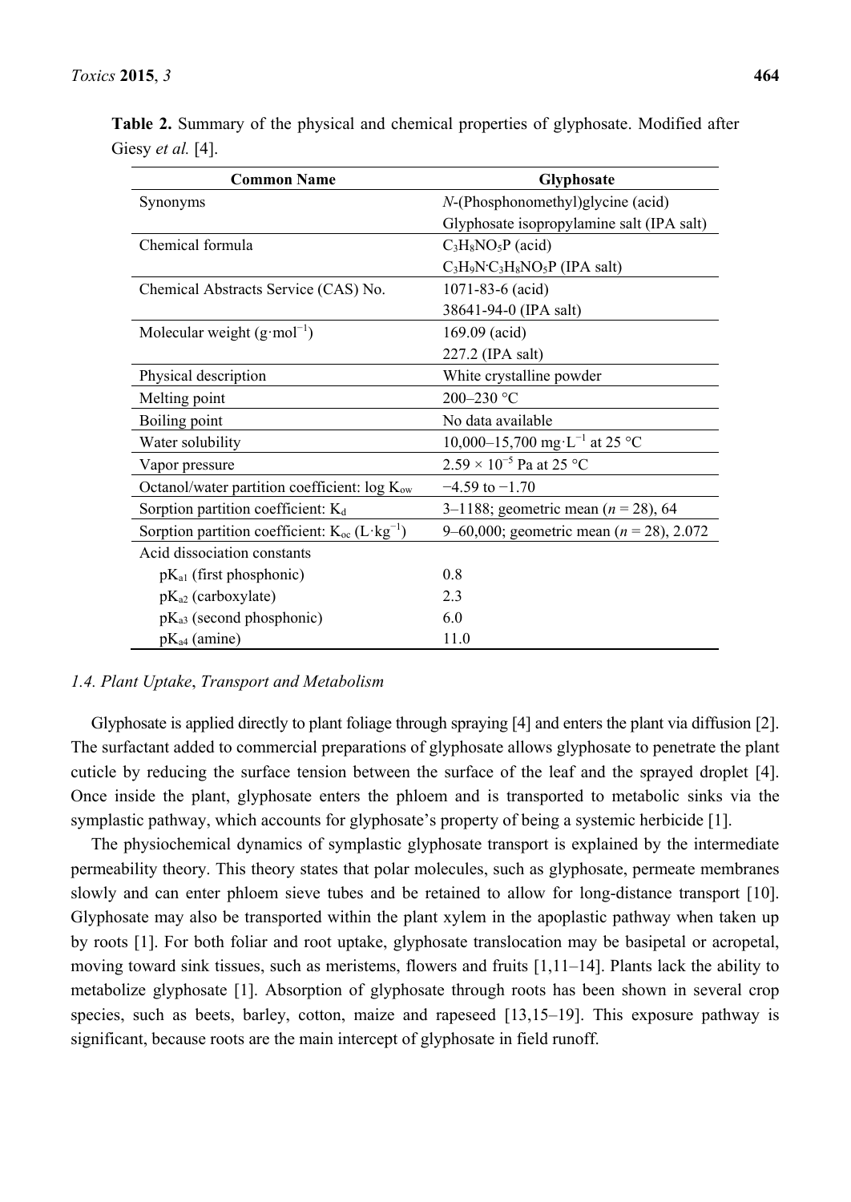**Table 2.** Summary of the physical and chemical properties of glyphosate. Modified after Giesy *et al.* [4].

| Common Name | Glyphosate |
|---|---|
| Synonyms | *N*-(Phosphonomethyl)glycine (acid) |
| | Glyphosate isopropylamine salt (IPA salt) |
| Chemical formula | $C_3H_8NO_5P$ (acid) |
| | $C_3H_9N{\cdot}C_3H_8NO_5P$ (IPA salt) |
| Chemical Abstracts Service (CAS) No. | 1071-83-6 (acid) |
| | 38641-94-0 (IPA salt) |
| Molecular weight ($g{\cdot}mol^{-1}$) | 169.09 (acid) |
| | 227.2 (IPA salt) |
| Physical description | White crystalline powder |
| Melting point | 200–230 °C |
| Boiling point | No data available |
| Water solubility | 10,000–15,700 $mg{\cdot}L^{-1}$ at 25 °C |
| Vapor pressure | $2.59 \times 10^{-5}$ Pa at 25 °C |
| Octanol/water partition coefficient: log $K_{ow}$ | −4.59 to −1.70 |
| Sorption partition coefficient: $K_d$ | 3–1188; geometric mean ($n$ = 28), 64 |
| Sorption partition coefficient: $K_{oc}$ ($L{\cdot}kg^{-1}$) | 9–60,000; geometric mean ($n$ = 28), 2.072 |
| Acid dissociation constants | |
| $pK_{a1}$ (first phosphonic) | 0.8 |
| $pK_{a2}$ (carboxylate) | 2.3 |
| $pK_{a3}$ (second phosphonic) | 6.0 |
| $pK_{a4}$ (amine) | 11.0 |

### *1.4. Plant Uptake, Transport and Metabolism*

Glyphosate is applied directly to plant foliage through spraying [4] and enters the plant via diffusion [2]. The surfactant added to commercial preparations of glyphosate allows glyphosate to penetrate the plant cuticle by reducing the surface tension between the surface of the leaf and the sprayed droplet [4]. Once inside the plant, glyphosate enters the phloem and is transported to metabolic sinks via the symplastic pathway, which accounts for glyphosate's property of being a systemic herbicide [1].

The physiochemical dynamics of symplastic glyphosate transport is explained by the intermediate permeability theory. This theory states that polar molecules, such as glyphosate, permeate membranes slowly and can enter phloem sieve tubes and be retained to allow for long-distance transport [10]. Glyphosate may also be transported within the plant xylem in the apoplastic pathway when taken up by roots [1]. For both foliar and root uptake, glyphosate translocation may be basipetal or acropetal, moving toward sink tissues, such as meristems, flowers and fruits [1,11–14]. Plants lack the ability to metabolize glyphosate [1]. Absorption of glyphosate through roots has been shown in several crop species, such as beets, barley, cotton, maize and rapeseed [13,15–19]. This exposure pathway is significant, because roots are the main intercept of glyphosate in field runoff.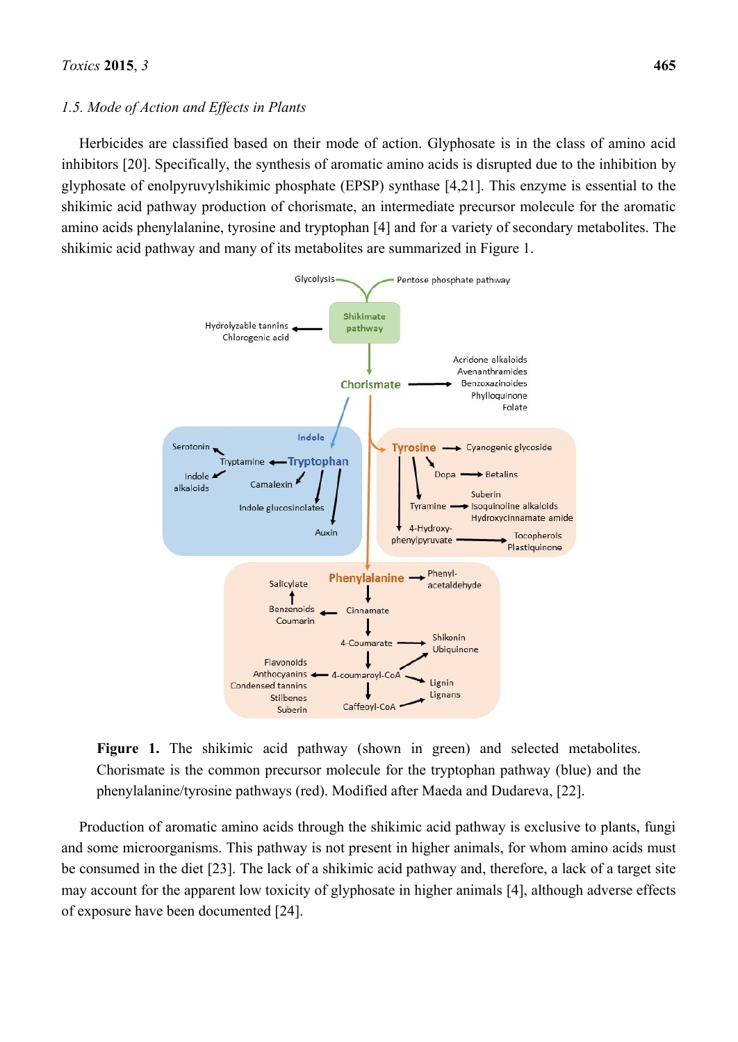### 1.5. Mode of Action and Effects in Plants

Herbicides are classified based on their mode of action. Glyphosate is in the class of amino acid inhibitors [20]. Specifically, the synthesis of aromatic amino acids is disrupted due to the inhibition by glyphosate of enolpyruvylshikimic phosphate (EPSP) synthase [4,21]. This enzyme is essential to the shikimic acid pathway production of chorismate, an intermediate precursor molecule for the aromatic amino acids phenylalanine, tyrosine and tryptophan [4] and for a variety of secondary metabolites. The shikimic acid pathway and many of its metabolites are summarized in Figure 1.

**Figure 1.** The shikimic acid pathway (shown in green) and selected metabolites. Chorismate is the common precursor molecule for the tryptophan pathway (blue) and the phenylalanine/tyrosine pathways (red). Modified after Maeda and Dudareva, [22].

Production of aromatic amino acids through the shikimic acid pathway is exclusive to plants, fungi and some microorganisms. This pathway is not present in higher animals, for whom amino acids must be consumed in the diet [23]. The lack of a shikimic acid pathway and, therefore, a lack of a target site may account for the apparent low toxicity of glyphosate in higher animals [4], although adverse effects of exposure have been documented [24].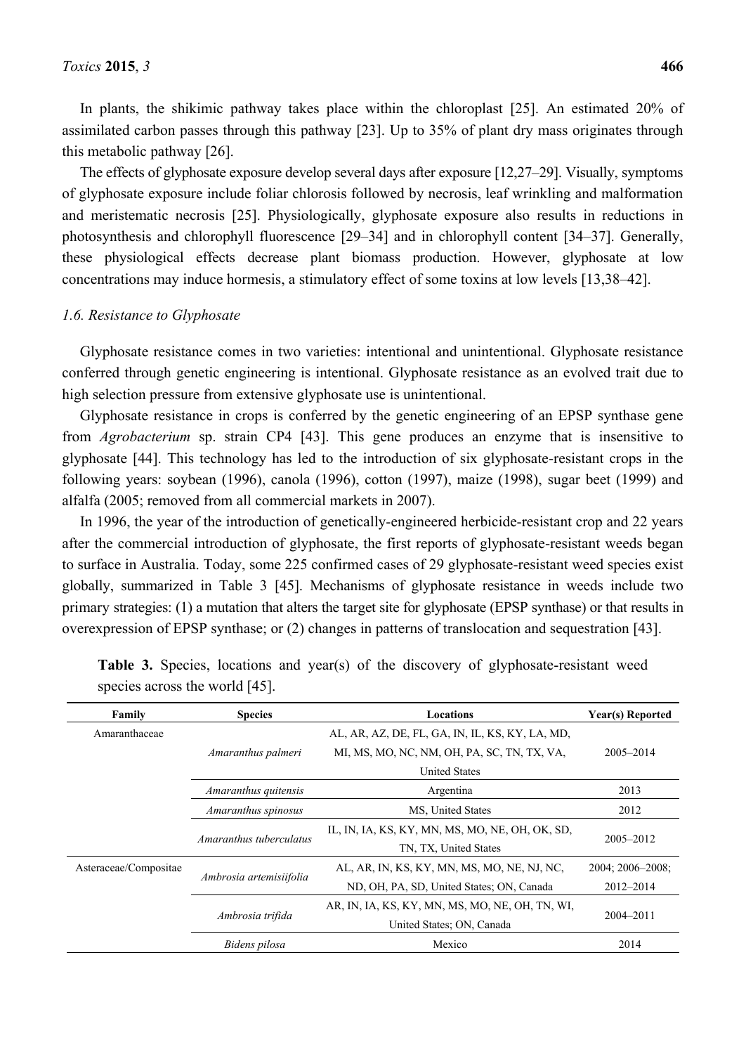In plants, the shikimic pathway takes place within the chloroplast [25]. An estimated 20% of assimilated carbon passes through this pathway [23]. Up to 35% of plant dry mass originates through this metabolic pathway [26].

The effects of glyphosate exposure develop several days after exposure [12,27–29]. Visually, symptoms of glyphosate exposure include foliar chlorosis followed by necrosis, leaf wrinkling and malformation and meristematic necrosis [25]. Physiologically, glyphosate exposure also results in reductions in photosynthesis and chlorophyll fluorescence [29–34] and in chlorophyll content [34–37]. Generally, these physiological effects decrease plant biomass production. However, glyphosate at low concentrations may induce hormesis, a stimulatory effect of some toxins at low levels [13,38–42].

### *1.6. Resistance to Glyphosate*

Glyphosate resistance comes in two varieties: intentional and unintentional. Glyphosate resistance conferred through genetic engineering is intentional. Glyphosate resistance as an evolved trait due to high selection pressure from extensive glyphosate use is unintentional.

Glyphosate resistance in crops is conferred by the genetic engineering of an EPSP synthase gene from *Agrobacterium* sp. strain CP4 [43]. This gene produces an enzyme that is insensitive to glyphosate [44]. This technology has led to the introduction of six glyphosate-resistant crops in the following years: soybean (1996), canola (1996), cotton (1997), maize (1998), sugar beet (1999) and alfalfa (2005; removed from all commercial markets in 2007).

In 1996, the year of the introduction of genetically-engineered herbicide-resistant crop and 22 years after the commercial introduction of glyphosate, the first reports of glyphosate-resistant weeds began to surface in Australia. Today, some 225 confirmed cases of 29 glyphosate-resistant weed species exist globally, summarized in Table 3 [45]. Mechanisms of glyphosate resistance in weeds include two primary strategies: (1) a mutation that alters the target site for glyphosate (EPSP synthase) or that results in overexpression of EPSP synthase; or (2) changes in patterns of translocation and sequestration [43].

**Table 3.** Species, locations and year(s) of the discovery of glyphosate-resistant weed species across the world [45].

| Family | Species | Locations | Year(s) Reported |
|---|---|---|---|
| Amaranthaceae | *Amaranthus palmeri* | AL, AR, AZ, DE, FL, GA, IN, IL, KS, KY, LA, MD, MI, MS, MO, NC, NM, OH, PA, SC, TN, TX, VA, United States | 2005–2014 |
| | *Amaranthus quitensis* | Argentina | 2013 |
| | *Amaranthus spinosus* | MS, United States | 2012 |
| | *Amaranthus tuberculatus* | IL, IN, IA, KS, KY, MN, MS, MO, NE, OH, OK, SD, TN, TX, United States | 2005–2012 |
| Asteraceae/Compositae | *Ambrosia artemisiifolia* | AL, AR, IN, KS, KY, MN, MS, MO, NE, NJ, NC, ND, OH, PA, SD, United States; ON, Canada | 2004; 2006–2008; 2012–2014 |
| | *Ambrosia trifida* | AR, IN, IA, KS, KY, MN, MS, MO, NE, OH, TN, WI, United States; ON, Canada | 2004–2011 |
| | *Bidens pilosa* | Mexico | 2014 |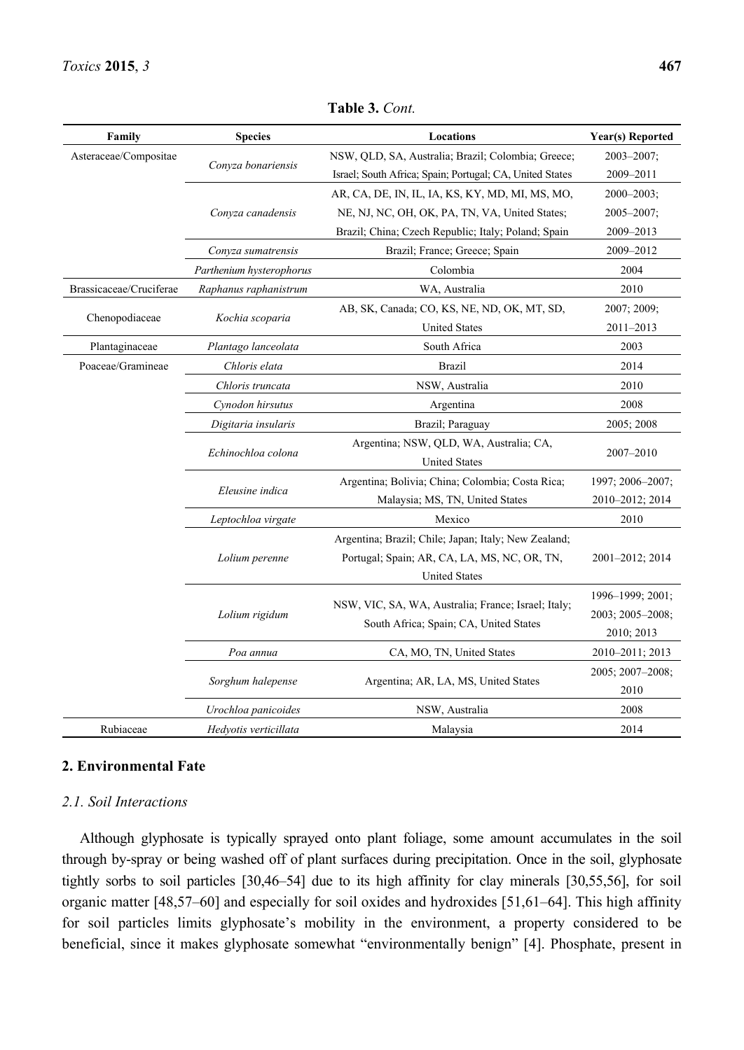**Table 3.** *Cont.*

| Family | Species | Locations | Year(s) Reported |
| --- | --- | --- | --- |
| Asteraceae/Compositae | *Conyza bonariensis* | NSW, QLD, SA, Australia; Brazil; Colombia; Greece; Israel; South Africa; Spain; Portugal; CA, United States | 2003–2007; 2009–2011 |
| | *Conyza canadensis* | AR, CA, DE, IN, IL, IA, KS, KY, MD, MI, MS, MO, NE, NJ, NC, OH, OK, PA, TN, VA, United States; Brazil; China; Czech Republic; Italy; Poland; Spain | 2000–2003; 2005–2007; 2009–2013 |
| | *Conyza sumatrensis* | Brazil; France; Greece; Spain | 2009–2012 |
| | *Parthenium hysterophorus* | Colombia | 2004 |
| Brassicaceae/Cruciferae | *Raphanus raphanistrum* | WA, Australia | 2010 |
| Chenopodiaceae | *Kochia scoparia* | AB, SK, Canada; CO, KS, NE, ND, OK, MT, SD, United States | 2007; 2009; 2011–2013 |
| Plantaginaceae | *Plantago lanceolata* | South Africa | 2003 |
| Poaceae/Gramineae | *Chloris elata* | Brazil | 2014 |
| | *Chloris truncata* | NSW, Australia | 2010 |
| | *Cynodon hirsutus* | Argentina | 2008 |
| | *Digitaria insularis* | Brazil; Paraguay | 2005; 2008 |
| | *Echinochloa colona* | Argentina; NSW, QLD, WA, Australia; CA, United States | 2007–2010 |
| | *Eleusine indica* | Argentina; Bolivia; China; Colombia; Costa Rica; Malaysia; MS, TN, United States | 1997; 2006–2007; 2010–2012; 2014 |
| | *Leptochloa virgate* | Mexico | 2010 |
| | *Lolium perenne* | Argentina; Brazil; Chile; Japan; Italy; New Zealand; Portugal; Spain; AR, CA, LA, MS, NC, OR, TN, United States | 2001–2012; 2014 |
| | *Lolium rigidum* | NSW, VIC, SA, WA, Australia; France; Israel; Italy; South Africa; Spain; CA, United States | 1996–1999; 2001; 2003; 2005–2008; 2010; 2013 |
| | *Poa annua* | CA, MO, TN, United States | 2010–2011; 2013 |
| | *Sorghum halepense* | Argentina; AR, LA, MS, United States | 2005; 2007–2008; 2010 |
| | *Urochloa panicoides* | NSW, Australia | 2008 |
| Rubiaceae | *Hedyotis verticillata* | Malaysia | 2014 |

## 2. Environmental Fate

### *2.1. Soil Interactions*

Although glyphosate is typically sprayed onto plant foliage, some amount accumulates in the soil through by-spray or being washed off of plant surfaces during precipitation. Once in the soil, glyphosate tightly sorbs to soil particles [30,46–54] due to its high affinity for clay minerals [30,55,56], for soil organic matter [48,57–60] and especially for soil oxides and hydroxides [51,61–64]. This high affinity for soil particles limits glyphosate's mobility in the environment, a property considered to be beneficial, since it makes glyphosate somewhat "environmentally benign" [4]. Phosphate, present in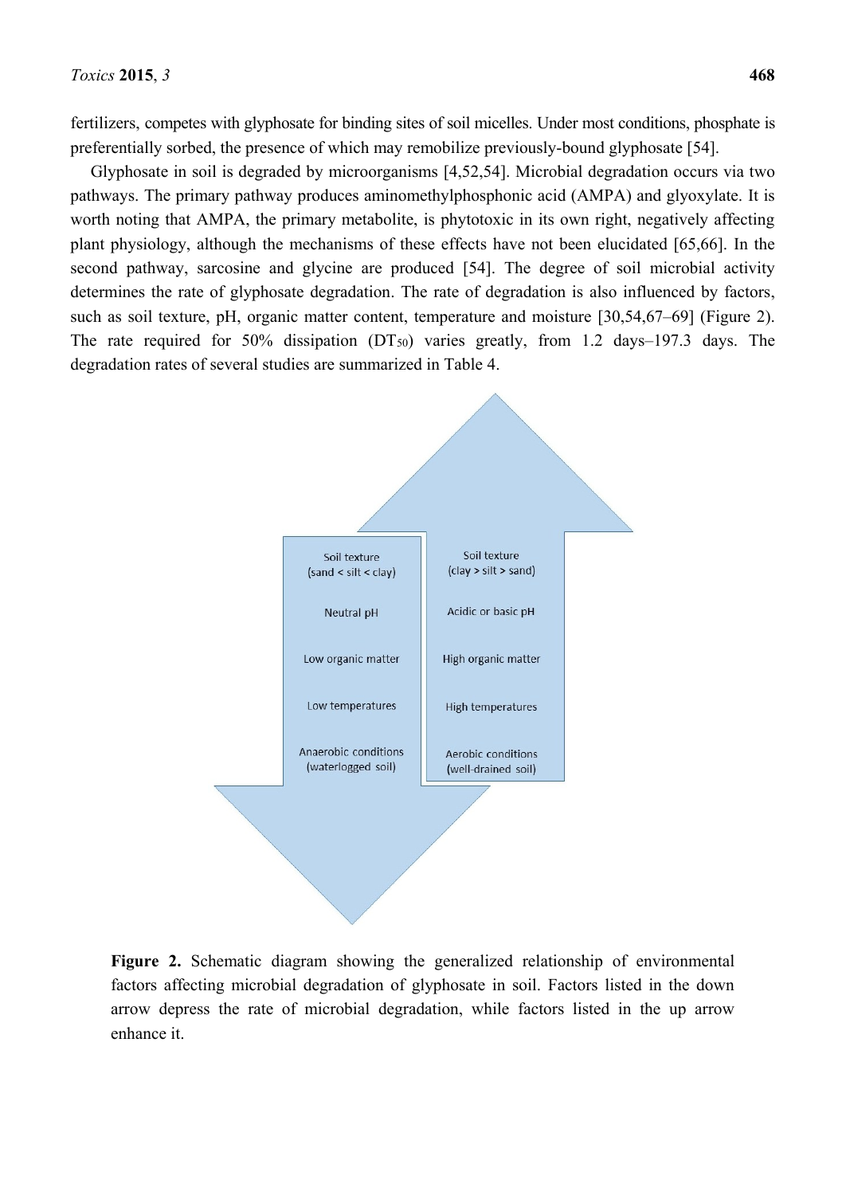fertilizers, competes with glyphosate for binding sites of soil micelles. Under most conditions, phosphate is preferentially sorbed, the presence of which may remobilize previously-bound glyphosate [54].

Glyphosate in soil is degraded by microorganisms [4,52,54]. Microbial degradation occurs via two pathways. The primary pathway produces aminomethylphosphonic acid (AMPA) and glyoxylate. It is worth noting that AMPA, the primary metabolite, is phytotoxic in its own right, negatively affecting plant physiology, although the mechanisms of these effects have not been elucidated [65,66]. In the second pathway, sarcosine and glycine are produced [54]. The degree of soil microbial activity determines the rate of glyphosate degradation. The rate of degradation is also influenced by factors, such as soil texture, pH, organic matter content, temperature and moisture [30,54,67–69] (Figure 2). The rate required for 50% dissipation ($DT_{50}$) varies greatly, from 1.2 days–197.3 days. The degradation rates of several studies are summarized in Table 4.

| Down arrow (depress degradation) | Up arrow (enhance degradation) |
| --- | --- |
| Soil texture (sand < silt < clay) | Soil texture (clay > silt > sand) |
| Neutral pH | Acidic or basic pH |
| Low organic matter | High organic matter |
| Low temperatures | High temperatures |
| Anaerobic conditions (waterlogged soil) | Aerobic conditions (well-drained soil) |

**Figure 2.** Schematic diagram showing the generalized relationship of environmental factors affecting microbial degradation of glyphosate in soil. Factors listed in the down arrow depress the rate of microbial degradation, while factors listed in the up arrow enhance it.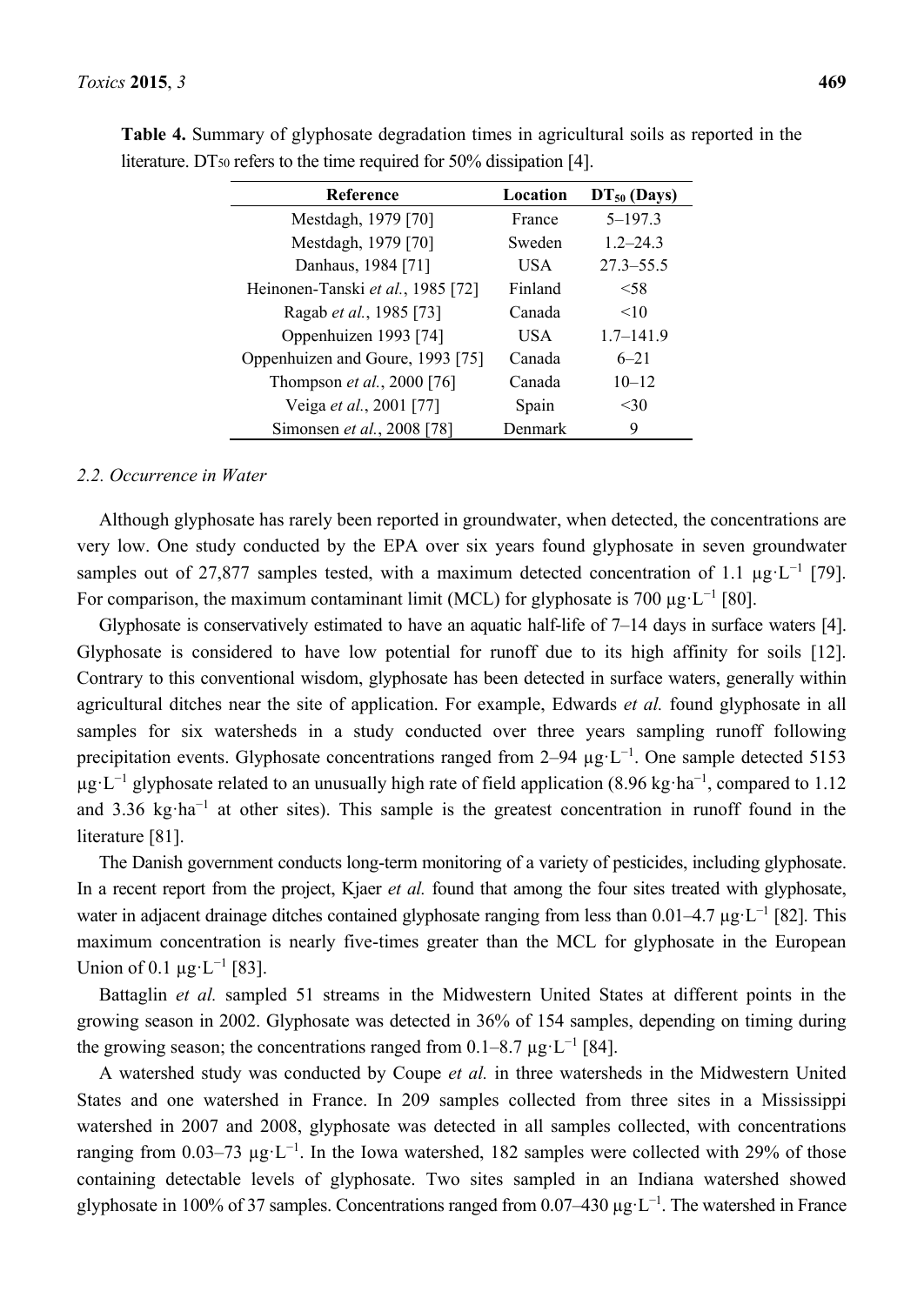**Table 4.** Summary of glyphosate degradation times in agricultural soils as reported in the literature. $DT_{50}$ refers to the time required for 50% dissipation [4].

| Reference | Location | $DT_{50}$ (Days) |
|---|---|---|
| Mestdagh, 1979 [70] | France | 5–197.3 |
| Mestdagh, 1979 [70] | Sweden | 1.2–24.3 |
| Danhaus, 1984 [71] | USA | 27.3–55.5 |
| Heinonen-Tanski *et al.*, 1985 [72] | Finland | <58 |
| Ragab *et al.*, 1985 [73] | Canada | <10 |
| Oppenhuizen 1993 [74] | USA | 1.7–141.9 |
| Oppenhuizen and Goure, 1993 [75] | Canada | 6–21 |
| Thompson *et al.*, 2000 [76] | Canada | 10–12 |
| Veiga *et al.*, 2001 [77] | Spain | <30 |
| Simonsen *et al.*, 2008 [78] | Denmark | 9 |

### 2.2. Occurrence in Water

Although glyphosate has rarely been reported in groundwater, when detected, the concentrations are very low. One study conducted by the EPA over six years found glyphosate in seven groundwater samples out of 27,877 samples tested, with a maximum detected concentration of 1.1 $\mu g \cdot L^{-1}$ [79]. For comparison, the maximum contaminant limit (MCL) for glyphosate is 700 $\mu g \cdot L^{-1}$ [80].

Glyphosate is conservatively estimated to have an aquatic half-life of 7–14 days in surface waters [4]. Glyphosate is considered to have low potential for runoff due to its high affinity for soils [12]. Contrary to this conventional wisdom, glyphosate has been detected in surface waters, generally within agricultural ditches near the site of application. For example, Edwards *et al.* found glyphosate in all samples for six watersheds in a study conducted over three years sampling runoff following precipitation events. Glyphosate concentrations ranged from 2–94 $\mu g \cdot L^{-1}$. One sample detected 5153 $\mu g \cdot L^{-1}$ glyphosate related to an unusually high rate of field application (8.96 $kg \cdot ha^{-1}$, compared to 1.12 and 3.36 $kg \cdot ha^{-1}$ at other sites). This sample is the greatest concentration in runoff found in the literature [81].

The Danish government conducts long-term monitoring of a variety of pesticides, including glyphosate. In a recent report from the project, Kjaer *et al.* found that among the four sites treated with glyphosate, water in adjacent drainage ditches contained glyphosate ranging from less than 0.01–4.7 $\mu g \cdot L^{-1}$ [82]. This maximum concentration is nearly five-times greater than the MCL for glyphosate in the European Union of 0.1 $\mu g \cdot L^{-1}$ [83].

Battaglin *et al.* sampled 51 streams in the Midwestern United States at different points in the growing season in 2002. Glyphosate was detected in 36% of 154 samples, depending on timing during the growing season; the concentrations ranged from 0.1–8.7 $\mu g \cdot L^{-1}$ [84].

A watershed study was conducted by Coupe *et al.* in three watersheds in the Midwestern United States and one watershed in France. In 209 samples collected from three sites in a Mississippi watershed in 2007 and 2008, glyphosate was detected in all samples collected, with concentrations ranging from 0.03–73 $\mu g \cdot L^{-1}$. In the Iowa watershed, 182 samples were collected with 29% of those containing detectable levels of glyphosate. Two sites sampled in an Indiana watershed showed glyphosate in 100% of 37 samples. Concentrations ranged from 0.07–430 $\mu g \cdot L^{-1}$. The watershed in France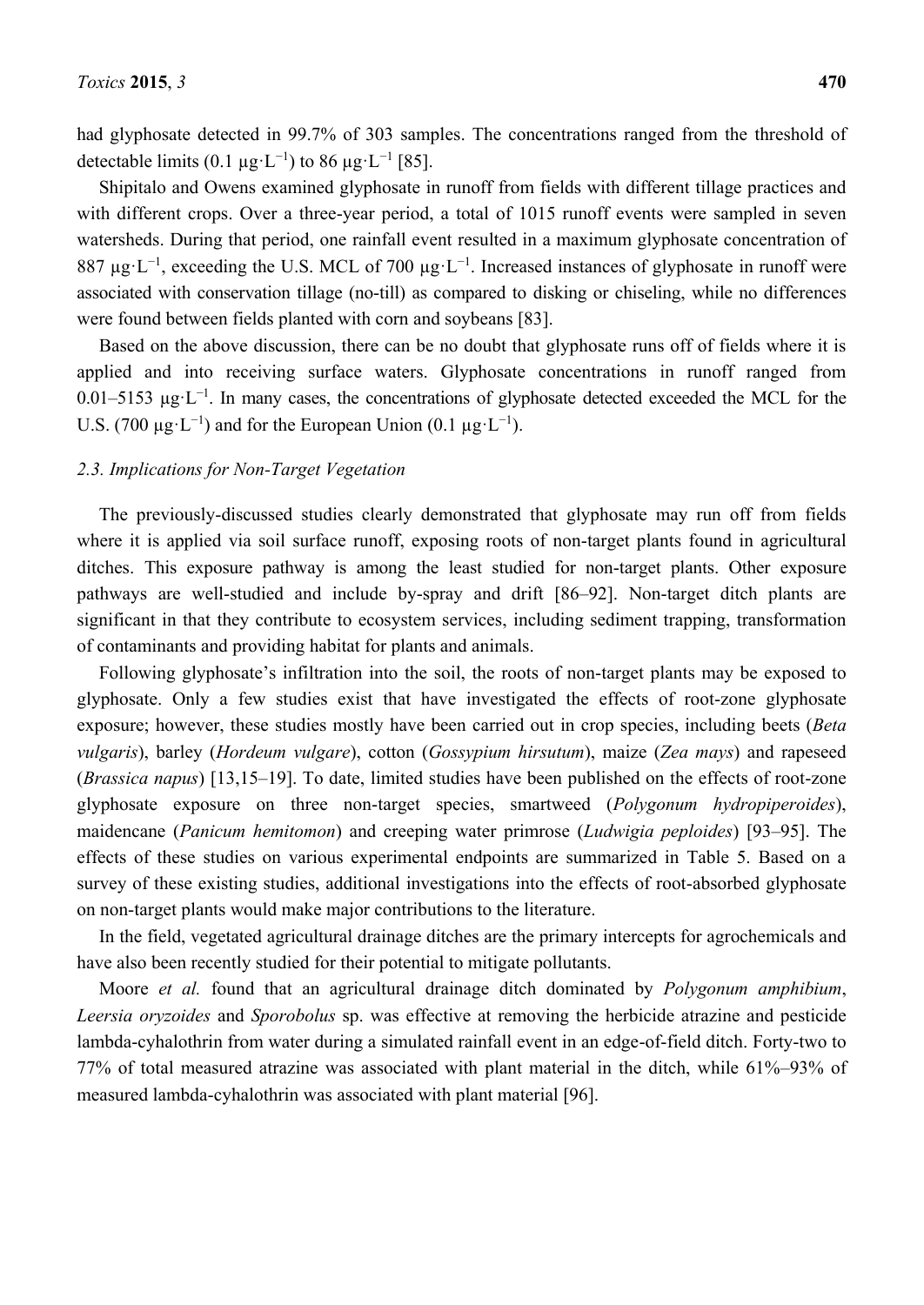had glyphosate detected in 99.7% of 303 samples. The concentrations ranged from the threshold of detectable limits (0.1 $\mu g \cdot L^{-1}$) to 86 $\mu g \cdot L^{-1}$ [85].

Shipitalo and Owens examined glyphosate in runoff from fields with different tillage practices and with different crops. Over a three-year period, a total of 1015 runoff events were sampled in seven watersheds. During that period, one rainfall event resulted in a maximum glyphosate concentration of 887 $\mu g \cdot L^{-1}$, exceeding the U.S. MCL of 700 $\mu g \cdot L^{-1}$. Increased instances of glyphosate in runoff were associated with conservation tillage (no-till) as compared to disking or chiseling, while no differences were found between fields planted with corn and soybeans [83].

Based on the above discussion, there can be no doubt that glyphosate runs off of fields where it is applied and into receiving surface waters. Glyphosate concentrations in runoff ranged from 0.01–5153 $\mu g \cdot L^{-1}$. In many cases, the concentrations of glyphosate detected exceeded the MCL for the U.S. (700 $\mu g \cdot L^{-1}$) and for the European Union (0.1 $\mu g \cdot L^{-1}$).

### *2.3. Implications for Non-Target Vegetation*

The previously-discussed studies clearly demonstrated that glyphosate may run off from fields where it is applied via soil surface runoff, exposing roots of non-target plants found in agricultural ditches. This exposure pathway is among the least studied for non-target plants. Other exposure pathways are well-studied and include by-spray and drift [86–92]. Non-target ditch plants are significant in that they contribute to ecosystem services, including sediment trapping, transformation of contaminants and providing habitat for plants and animals.

Following glyphosate's infiltration into the soil, the roots of non-target plants may be exposed to glyphosate. Only a few studies exist that have investigated the effects of root-zone glyphosate exposure; however, these studies mostly have been carried out in crop species, including beets (*Beta vulgaris*), barley (*Hordeum vulgare*), cotton (*Gossypium hirsutum*), maize (*Zea mays*) and rapeseed (*Brassica napus*) [13,15–19]. To date, limited studies have been published on the effects of root-zone glyphosate exposure on three non-target species, smartweed (*Polygonum hydropiperoides*), maidencane (*Panicum hemitomon*) and creeping water primrose (*Ludwigia peploides*) [93–95]. The effects of these studies on various experimental endpoints are summarized in Table 5. Based on a survey of these existing studies, additional investigations into the effects of root-absorbed glyphosate on non-target plants would make major contributions to the literature.

In the field, vegetated agricultural drainage ditches are the primary intercepts for agrochemicals and have also been recently studied for their potential to mitigate pollutants.

Moore *et al.* found that an agricultural drainage ditch dominated by *Polygonum amphibium*, *Leersia oryzoides* and *Sporobolus* sp. was effective at removing the herbicide atrazine and pesticide lambda-cyhalothrin from water during a simulated rainfall event in an edge-of-field ditch. Forty-two to 77% of total measured atrazine was associated with plant material in the ditch, while 61%–93% of measured lambda-cyhalothrin was associated with plant material [96].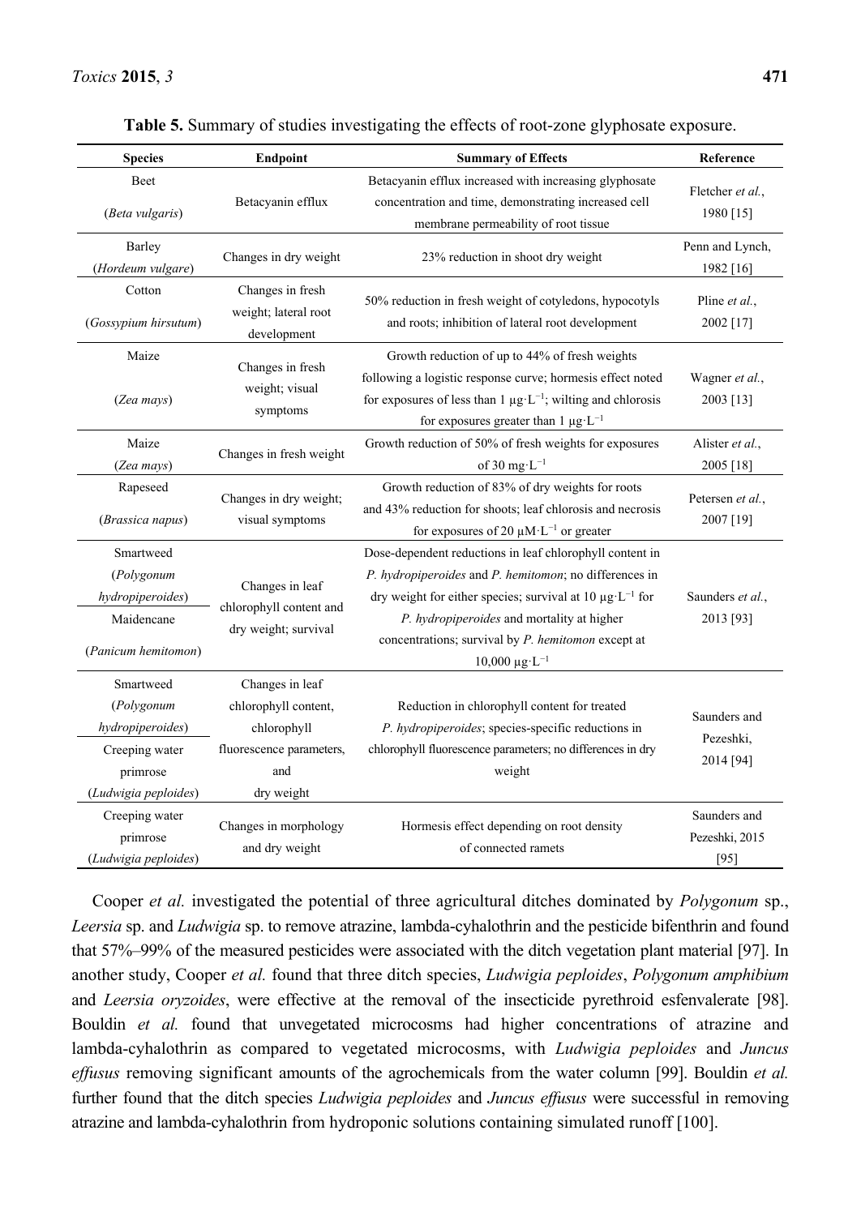**Table 5.** Summary of studies investigating the effects of root-zone glyphosate exposure.

| Species | Endpoint | Summary of Effects | Reference |
|---|---|---|---|
| Beet (*Beta vulgaris*) | Betacyanin efflux | Betacyanin efflux increased with increasing glyphosate concentration and time, demonstrating increased cell membrane permeability of root tissue | Fletcher *et al.*, 1980 [15] |
| Barley (*Hordeum vulgare*) | Changes in dry weight | 23% reduction in shoot dry weight | Penn and Lynch, 1982 [16] |
| Cotton (*Gossypium hirsutum*) | Changes in fresh weight; lateral root development | 50% reduction in fresh weight of cotyledons, hypocotyls and roots; inhibition of lateral root development | Pline *et al.*, 2002 [17] |
| Maize (*Zea mays*) | Changes in fresh weight; visual symptoms | Growth reduction of up to 44% of fresh weights following a logistic response curve; hormesis effect noted for exposures of less than 1 $\mu g \cdot L^{-1}$; wilting and chlorosis for exposures greater than 1 $\mu g \cdot L^{-1}$ | Wagner *et al.*, 2003 [13] |
| Maize (*Zea mays*) | Changes in fresh weight | Growth reduction of 50% of fresh weights for exposures of 30 $mg \cdot L^{-1}$ | Alister *et al.*, 2005 [18] |
| Rapeseed (*Brassica napus*) | Changes in dry weight; visual symptoms | Growth reduction of 83% of dry weights for roots and 43% reduction for shoots; leaf chlorosis and necrosis for exposures of 20 $\mu M \cdot L^{-1}$ or greater | Petersen *et al.*, 2007 [19] |
| Smartweed (*Polygonum hydropiperoides*) Maidencane (*Panicum hemitomon*) | Changes in leaf chlorophyll content and dry weight; survival | Dose-dependent reductions in leaf chlorophyll content in *P. hydropiperoides* and *P. hemitomon*; no differences in dry weight for either species; survival at 10 $\mu g \cdot L^{-1}$ for *P. hydropiperoides* and mortality at higher concentrations; survival by *P. hemitomon* except at 10,000 $\mu g \cdot L^{-1}$ | Saunders *et al.*, 2013 [93] |
| Smartweed (*Polygonum hydropiperoides*) Creeping water primrose (*Ludwigia peploides*) | Changes in leaf chlorophyll content, chlorophyll fluorescence parameters, and dry weight | Reduction in chlorophyll content for treated *P. hydropiperoides*; species-specific reductions in chlorophyll fluorescence parameters; no differences in dry weight | Saunders and Pezeshki, 2014 [94] |
| Creeping water primrose (*Ludwigia peploides*) | Changes in morphology and dry weight | Hormesis effect depending on root density of connected ramets | Saunders and Pezeshki, 2015 [95] |

Cooper *et al.* investigated the potential of three agricultural ditches dominated by *Polygonum* sp., *Leersia* sp. and *Ludwigia* sp. to remove atrazine, lambda-cyhalothrin and the pesticide bifenthrin and found that 57%–99% of the measured pesticides were associated with the ditch vegetation plant material [97]. In another study, Cooper *et al.* found that three ditch species, *Ludwigia peploides*, *Polygonum amphibium* and *Leersia oryzoides*, were effective at the removal of the insecticide pyrethroid esfenvalerate [98]. Bouldin *et al.* found that unvegetated microcosms had higher concentrations of atrazine and lambda-cyhalothrin as compared to vegetated microcosms, with *Ludwigia peploides* and *Juncus effusus* removing significant amounts of the agrochemicals from the water column [99]. Bouldin *et al.* further found that the ditch species *Ludwigia peploides* and *Juncus effusus* were successful in removing atrazine and lambda-cyhalothrin from hydroponic solutions containing simulated runoff [100].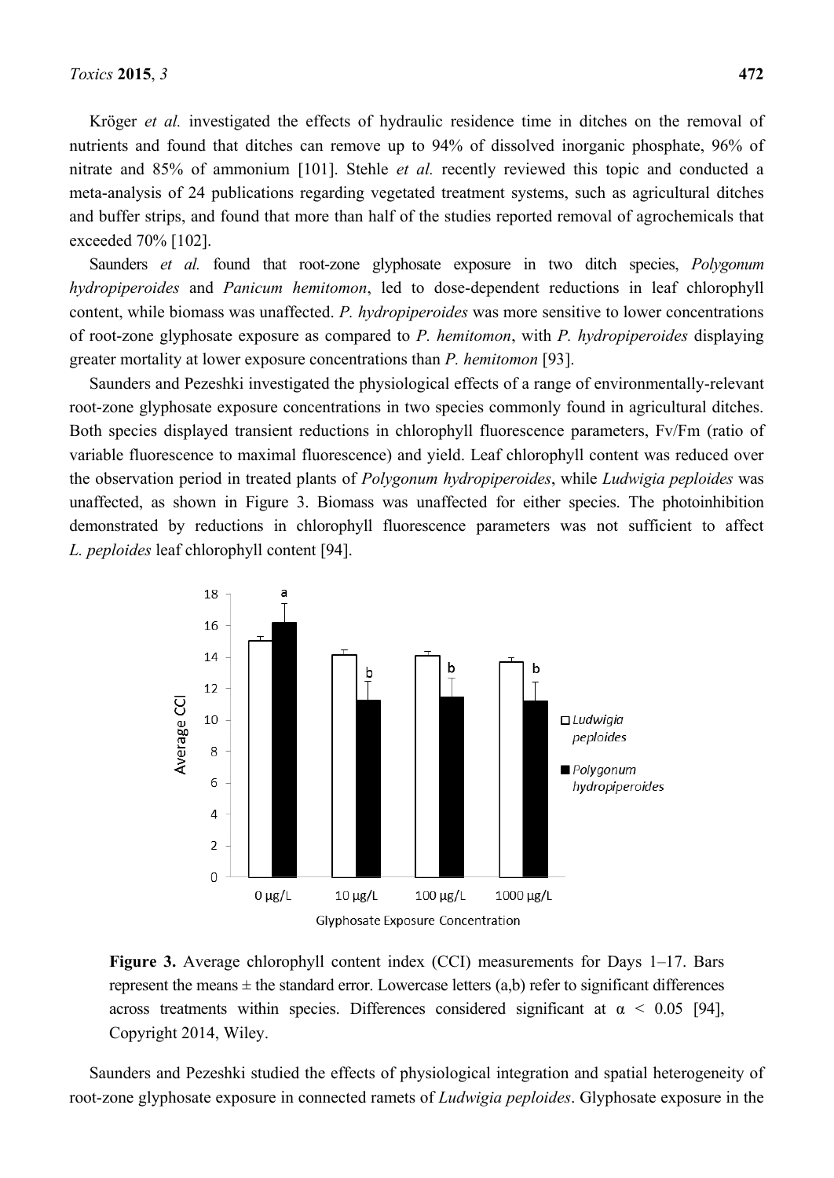Kröger *et al.* investigated the effects of hydraulic residence time in ditches on the removal of nutrients and found that ditches can remove up to 94% of dissolved inorganic phosphate, 96% of nitrate and 85% of ammonium [101]. Stehle *et al.* recently reviewed this topic and conducted a meta-analysis of 24 publications regarding vegetated treatment systems, such as agricultural ditches and buffer strips, and found that more than half of the studies reported removal of agrochemicals that exceeded 70% [102].

Saunders *et al.* found that root-zone glyphosate exposure in two ditch species, *Polygonum hydropiperoides* and *Panicum hemitomon*, led to dose-dependent reductions in leaf chlorophyll content, while biomass was unaffected. *P. hydropiperoides* was more sensitive to lower concentrations of root-zone glyphosate exposure as compared to *P. hemitomon*, with *P. hydropiperoides* displaying greater mortality at lower exposure concentrations than *P. hemitomon* [93].

Saunders and Pezeshki investigated the physiological effects of a range of environmentally-relevant root-zone glyphosate exposure concentrations in two species commonly found in agricultural ditches. Both species displayed transient reductions in chlorophyll fluorescence parameters, Fv/Fm (ratio of variable fluorescence to maximal fluorescence) and yield. Leaf chlorophyll content was reduced over the observation period in treated plants of *Polygonum hydropiperoides*, while *Ludwigia peploides* was unaffected, as shown in Figure 3. Biomass was unaffected for either species. The photoinhibition demonstrated by reductions in chlorophyll fluorescence parameters was not sufficient to affect *L. peploides* leaf chlorophyll content [94].

**Figure 3.** Average chlorophyll content index (CCI) measurements for Days 1–17. Bars represent the means ± the standard error. Lowercase letters (a,b) refer to significant differences across treatments within species. Differences considered significant at $\alpha < 0.05$ [94], Copyright 2014, Wiley.

Saunders and Pezeshki studied the effects of physiological integration and spatial heterogeneity of root-zone glyphosate exposure in connected ramets of *Ludwigia peploides*. Glyphosate exposure in the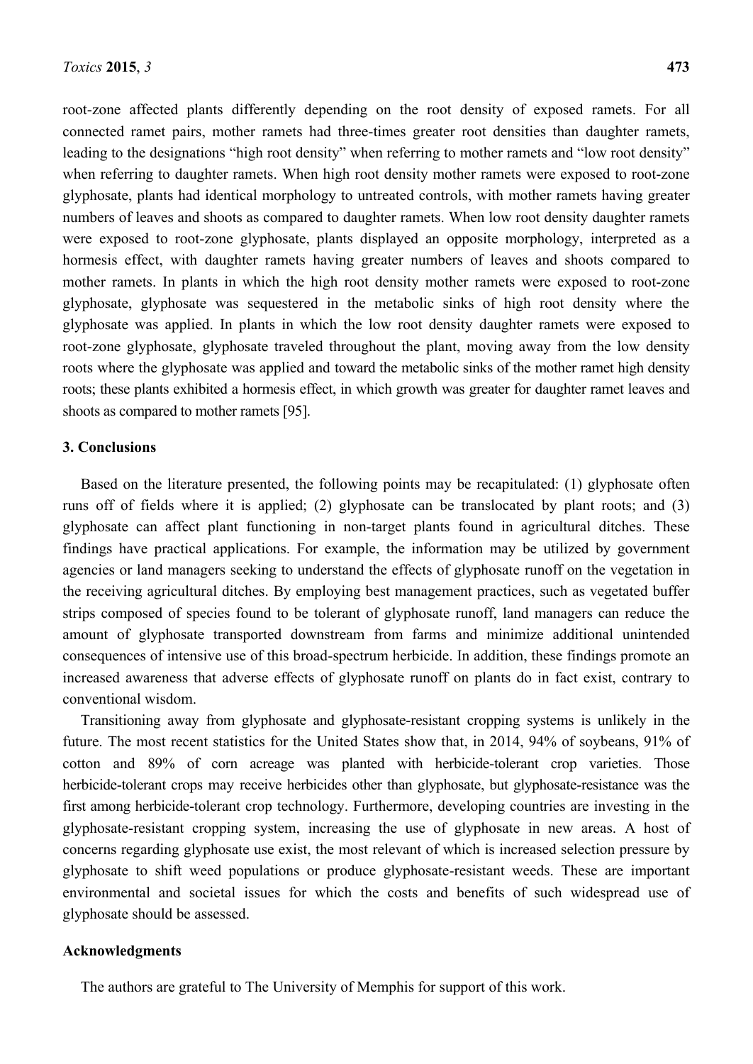root-zone affected plants differently depending on the root density of exposed ramets. For all connected ramet pairs, mother ramets had three-times greater root densities than daughter ramets, leading to the designations "high root density" when referring to mother ramets and "low root density" when referring to daughter ramets. When high root density mother ramets were exposed to root-zone glyphosate, plants had identical morphology to untreated controls, with mother ramets having greater numbers of leaves and shoots as compared to daughter ramets. When low root density daughter ramets were exposed to root-zone glyphosate, plants displayed an opposite morphology, interpreted as a hormesis effect, with daughter ramets having greater numbers of leaves and shoots compared to mother ramets. In plants in which the high root density mother ramets were exposed to root-zone glyphosate, glyphosate was sequestered in the metabolic sinks of high root density where the glyphosate was applied. In plants in which the low root density daughter ramets were exposed to root-zone glyphosate, glyphosate traveled throughout the plant, moving away from the low density roots where the glyphosate was applied and toward the metabolic sinks of the mother ramet high density roots; these plants exhibited a hormesis effect, in which growth was greater for daughter ramet leaves and shoots as compared to mother ramets [95].

## 3. Conclusions

Based on the literature presented, the following points may be recapitulated: (1) glyphosate often runs off of fields where it is applied; (2) glyphosate can be translocated by plant roots; and (3) glyphosate can affect plant functioning in non-target plants found in agricultural ditches. These findings have practical applications. For example, the information may be utilized by government agencies or land managers seeking to understand the effects of glyphosate runoff on the vegetation in the receiving agricultural ditches. By employing best management practices, such as vegetated buffer strips composed of species found to be tolerant of glyphosate runoff, land managers can reduce the amount of glyphosate transported downstream from farms and minimize additional unintended consequences of intensive use of this broad-spectrum herbicide. In addition, these findings promote an increased awareness that adverse effects of glyphosate runoff on plants do in fact exist, contrary to conventional wisdom.

Transitioning away from glyphosate and glyphosate-resistant cropping systems is unlikely in the future. The most recent statistics for the United States show that, in 2014, 94% of soybeans, 91% of cotton and 89% of corn acreage was planted with herbicide-tolerant crop varieties. Those herbicide-tolerant crops may receive herbicides other than glyphosate, but glyphosate-resistance was the first among herbicide-tolerant crop technology. Furthermore, developing countries are investing in the glyphosate-resistant cropping system, increasing the use of glyphosate in new areas. A host of concerns regarding glyphosate use exist, the most relevant of which is increased selection pressure by glyphosate to shift weed populations or produce glyphosate-resistant weeds. These are important environmental and societal issues for which the costs and benefits of such widespread use of glyphosate should be assessed.

## Acknowledgments

The authors are grateful to The University of Memphis for support of this work.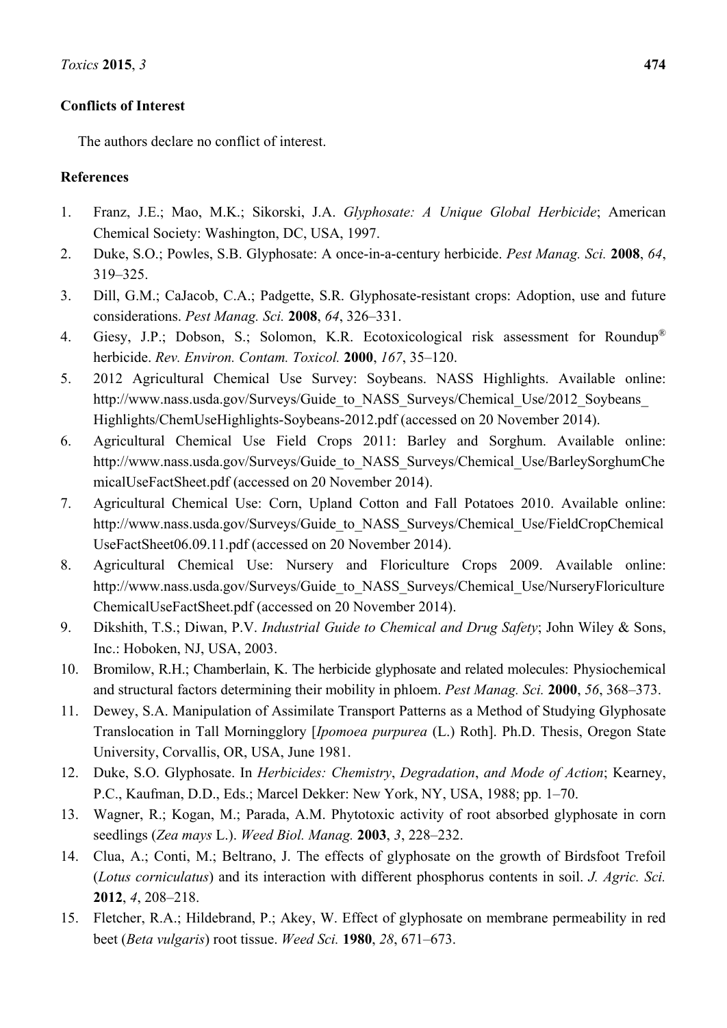## Conflicts of Interest

The authors declare no conflict of interest.

## References

1. Franz, J.E.; Mao, M.K.; Sikorski, J.A. *Glyphosate: A Unique Global Herbicide*; American Chemical Society: Washington, DC, USA, 1997.
2. Duke, S.O.; Powles, S.B. Glyphosate: A once-in-a-century herbicide. *Pest Manag. Sci.* **2008**, *64*, 319–325.
3. Dill, G.M.; CaJacob, C.A.; Padgette, S.R. Glyphosate-resistant crops: Adoption, use and future considerations. *Pest Manag. Sci.* **2008**, *64*, 326–331.
4. Giesy, J.P.; Dobson, S.; Solomon, K.R. Ecotoxicological risk assessment for Roundup® herbicide. *Rev. Environ. Contam. Toxicol.* **2000**, *167*, 35–120.
5. 2012 Agricultural Chemical Use Survey: Soybeans. NASS Highlights. Available online: http://www.nass.usda.gov/Surveys/Guide_to_NASS_Surveys/Chemical_Use/2012_Soybeans_Highlights/ChemUseHighlights-Soybeans-2012.pdf (accessed on 20 November 2014).
6. Agricultural Chemical Use Field Crops 2011: Barley and Sorghum. Available online: http://www.nass.usda.gov/Surveys/Guide_to_NASS_Surveys/Chemical_Use/BarleySorghumChemicalUseFactSheet.pdf (accessed on 20 November 2014).
7. Agricultural Chemical Use: Corn, Upland Cotton and Fall Potatoes 2010. Available online: http://www.nass.usda.gov/Surveys/Guide_to_NASS_Surveys/Chemical_Use/FieldCropChemicalUseFactSheet06.09.11.pdf (accessed on 20 November 2014).
8. Agricultural Chemical Use: Nursery and Floriculture Crops 2009. Available online: http://www.nass.usda.gov/Surveys/Guide_to_NASS_Surveys/Chemical_Use/NurseryFloricultureChemicalUseFactSheet.pdf (accessed on 20 November 2014).
9. Dikshith, T.S.; Diwan, P.V. *Industrial Guide to Chemical and Drug Safety*; John Wiley & Sons, Inc.: Hoboken, NJ, USA, 2003.
10. Bromilow, R.H.; Chamberlain, K. The herbicide glyphosate and related molecules: Physiochemical and structural factors determining their mobility in phloem. *Pest Manag. Sci.* **2000**, *56*, 368–373.
11. Dewey, S.A. Manipulation of Assimilate Transport Patterns as a Method of Studying Glyphosate Translocation in Tall Morningglory [*Ipomoea purpurea* (L.) Roth]. Ph.D. Thesis, Oregon State University, Corvallis, OR, USA, June 1981.
12. Duke, S.O. Glyphosate. In *Herbicides: Chemistry*, *Degradation*, *and Mode of Action*; Kearney, P.C., Kaufman, D.D., Eds.; Marcel Dekker: New York, NY, USA, 1988; pp. 1–70.
13. Wagner, R.; Kogan, M.; Parada, A.M. Phytotoxic activity of root absorbed glyphosate in corn seedlings (*Zea mays* L.). *Weed Biol. Manag.* **2003**, *3*, 228–232.
14. Clua, A.; Conti, M.; Beltrano, J. The effects of glyphosate on the growth of Birdsfoot Trefoil (*Lotus corniculatus*) and its interaction with different phosphorus contents in soil. *J. Agric. Sci.* **2012**, *4*, 208–218.
15. Fletcher, R.A.; Hildebrand, P.; Akey, W. Effect of glyphosate on membrane permeability in red beet (*Beta vulgaris*) root tissue. *Weed Sci.* **1980**, *28*, 671–673.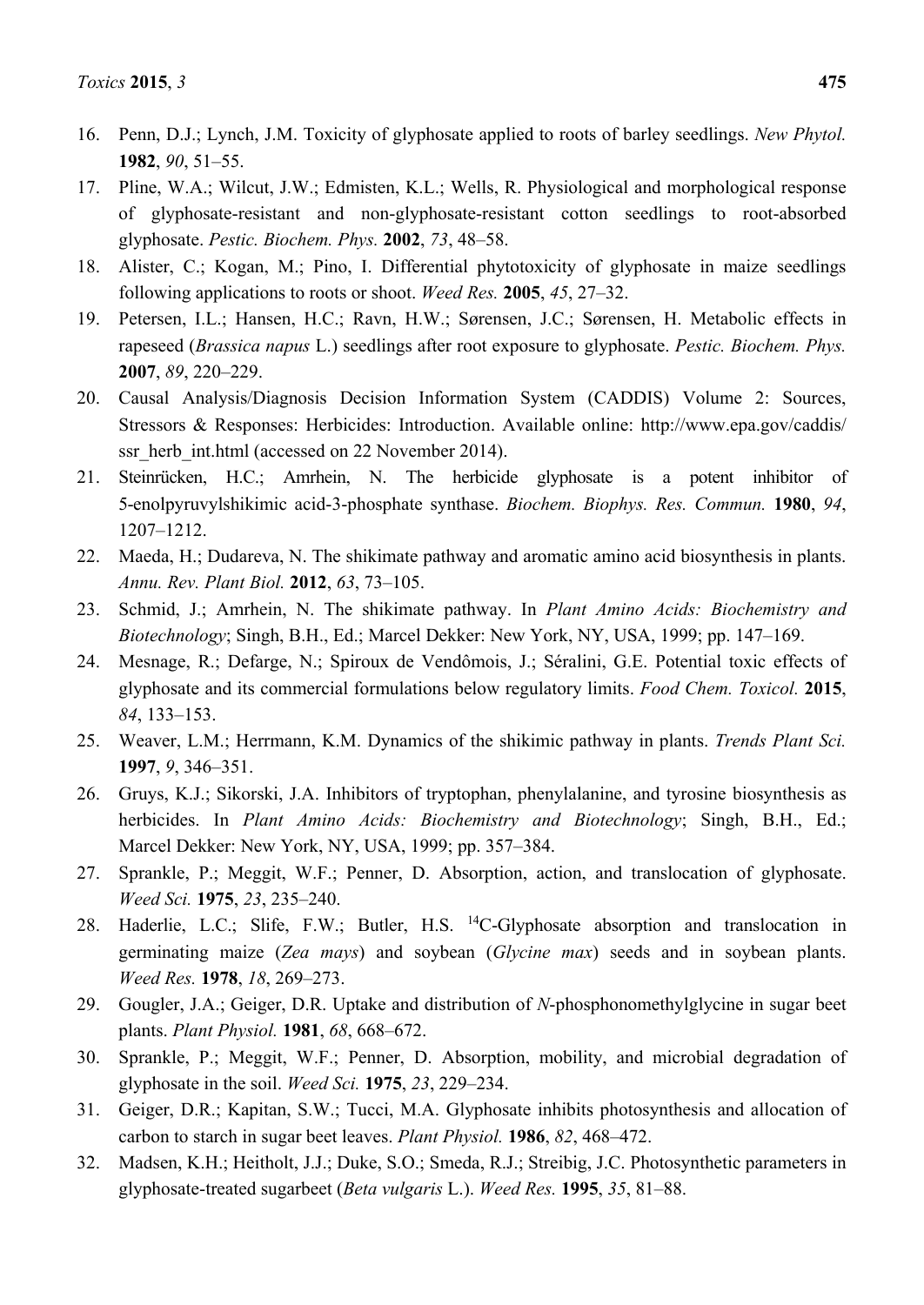16. Penn, D.J.; Lynch, J.M. Toxicity of glyphosate applied to roots of barley seedlings. *New Phytol.* **1982**, *90*, 51–55.
17. Pline, W.A.; Wilcut, J.W.; Edmisten, K.L.; Wells, R. Physiological and morphological response of glyphosate-resistant and non-glyphosate-resistant cotton seedlings to root-absorbed glyphosate. *Pestic. Biochem. Phys.* **2002**, *73*, 48–58.
18. Alister, C.; Kogan, M.; Pino, I. Differential phytotoxicity of glyphosate in maize seedlings following applications to roots or shoot. *Weed Res.* **2005**, *45*, 27–32.
19. Petersen, I.L.; Hansen, H.C.; Ravn, H.W.; Sørensen, J.C.; Sørensen, H. Metabolic effects in rapeseed (*Brassica napus* L.) seedlings after root exposure to glyphosate. *Pestic. Biochem. Phys.* **2007**, *89*, 220–229.
20. Causal Analysis/Diagnosis Decision Information System (CADDIS) Volume 2: Sources, Stressors & Responses: Herbicides: Introduction. Available online: http://www.epa.gov/caddis/ssr_herb_int.html (accessed on 22 November 2014).
21. Steinrücken, H.C.; Amrhein, N. The herbicide glyphosate is a potent inhibitor of 5-enolpyruvylshikimic acid-3-phosphate synthase. *Biochem. Biophys. Res. Commun.* **1980**, *94*, 1207–1212.
22. Maeda, H.; Dudareva, N. The shikimate pathway and aromatic amino acid biosynthesis in plants. *Annu. Rev. Plant Biol.* **2012**, *63*, 73–105.
23. Schmid, J.; Amrhein, N. The shikimate pathway. In *Plant Amino Acids: Biochemistry and Biotechnology*; Singh, B.H., Ed.; Marcel Dekker: New York, NY, USA, 1999; pp. 147–169.
24. Mesnage, R.; Defarge, N.; Spiroux de Vendômois, J.; Séralini, G.E. Potential toxic effects of glyphosate and its commercial formulations below regulatory limits. *Food Chem. Toxicol.* **2015**, *84*, 133–153.
25. Weaver, L.M.; Herrmann, K.M. Dynamics of the shikimic pathway in plants. *Trends Plant Sci.* **1997**, *9*, 346–351.
26. Gruys, K.J.; Sikorski, J.A. Inhibitors of tryptophan, phenylalanine, and tyrosine biosynthesis as herbicides. In *Plant Amino Acids: Biochemistry and Biotechnology*; Singh, B.H., Ed.; Marcel Dekker: New York, NY, USA, 1999; pp. 357–384.
27. Sprankle, P.; Meggit, W.F.; Penner, D. Absorption, action, and translocation of glyphosate. *Weed Sci.* **1975**, *23*, 235–240.
28. Haderlie, L.C.; Slife, F.W.; Butler, H.S. $^{14}$C-Glyphosate absorption and translocation in germinating maize (*Zea mays*) and soybean (*Glycine max*) seeds and in soybean plants. *Weed Res.* **1978**, *18*, 269–273.
29. Gougler, J.A.; Geiger, D.R. Uptake and distribution of *N*-phosphonomethylglycine in sugar beet plants. *Plant Physiol.* **1981**, *68*, 668–672.
30. Sprankle, P.; Meggit, W.F.; Penner, D. Absorption, mobility, and microbial degradation of glyphosate in the soil. *Weed Sci.* **1975**, *23*, 229–234.
31. Geiger, D.R.; Kapitan, S.W.; Tucci, M.A. Glyphosate inhibits photosynthesis and allocation of carbon to starch in sugar beet leaves. *Plant Physiol.* **1986**, *82*, 468–472.
32. Madsen, K.H.; Heitholt, J.J.; Duke, S.O.; Smeda, R.J.; Streibig, J.C. Photosynthetic parameters in glyphosate-treated sugarbeet (*Beta vulgaris* L.). *Weed Res.* **1995**, *35*, 81–88.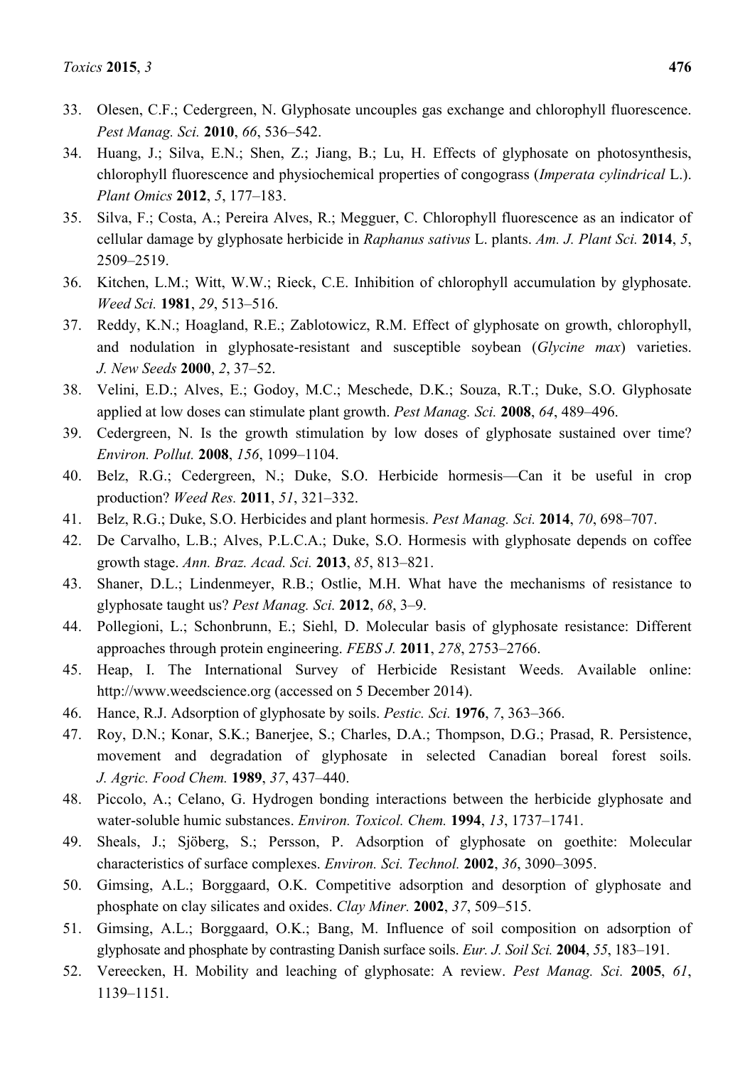33. Olesen, C.F.; Cedergreen, N. Glyphosate uncouples gas exchange and chlorophyll fluorescence. *Pest Manag. Sci.* **2010**, *66*, 536–542.
34. Huang, J.; Silva, E.N.; Shen, Z.; Jiang, B.; Lu, H. Effects of glyphosate on photosynthesis, chlorophyll fluorescence and physiochemical properties of congograss (*Imperata cylindrical* L.). *Plant Omics* **2012**, *5*, 177–183.
35. Silva, F.; Costa, A.; Pereira Alves, R.; Megguer, C. Chlorophyll fluorescence as an indicator of cellular damage by glyphosate herbicide in *Raphanus sativus* L. plants. *Am. J. Plant Sci.* **2014**, *5*, 2509–2519.
36. Kitchen, L.M.; Witt, W.W.; Rieck, C.E. Inhibition of chlorophyll accumulation by glyphosate. *Weed Sci.* **1981**, *29*, 513–516.
37. Reddy, K.N.; Hoagland, R.E.; Zablotowicz, R.M. Effect of glyphosate on growth, chlorophyll, and nodulation in glyphosate-resistant and susceptible soybean (*Glycine max*) varieties. *J. New Seeds* **2000**, *2*, 37–52.
38. Velini, E.D.; Alves, E.; Godoy, M.C.; Meschede, D.K.; Souza, R.T.; Duke, S.O. Glyphosate applied at low doses can stimulate plant growth. *Pest Manag. Sci.* **2008**, *64*, 489–496.
39. Cedergreen, N. Is the growth stimulation by low doses of glyphosate sustained over time? *Environ. Pollut.* **2008**, *156*, 1099–1104.
40. Belz, R.G.; Cedergreen, N.; Duke, S.O. Herbicide hormesis—Can it be useful in crop production? *Weed Res.* **2011**, *51*, 321–332.
41. Belz, R.G.; Duke, S.O. Herbicides and plant hormesis. *Pest Manag. Sci.* **2014**, *70*, 698–707.
42. De Carvalho, L.B.; Alves, P.L.C.A.; Duke, S.O. Hormesis with glyphosate depends on coffee growth stage. *Ann. Braz. Acad. Sci.* **2013**, *85*, 813–821.
43. Shaner, D.L.; Lindenmeyer, R.B.; Ostlie, M.H. What have the mechanisms of resistance to glyphosate taught us? *Pest Manag. Sci.* **2012**, *68*, 3–9.
44. Pollegioni, L.; Schonbrunn, E.; Siehl, D. Molecular basis of glyphosate resistance: Different approaches through protein engineering. *FEBS J.* **2011**, *278*, 2753–2766.
45. Heap, I. The International Survey of Herbicide Resistant Weeds. Available online: http://www.weedscience.org (accessed on 5 December 2014).
46. Hance, R.J. Adsorption of glyphosate by soils. *Pestic. Sci.* **1976**, *7*, 363–366.
47. Roy, D.N.; Konar, S.K.; Banerjee, S.; Charles, D.A.; Thompson, D.G.; Prasad, R. Persistence, movement and degradation of glyphosate in selected Canadian boreal forest soils. *J. Agric. Food Chem.* **1989**, *37*, 437–440.
48. Piccolo, A.; Celano, G. Hydrogen bonding interactions between the herbicide glyphosate and water-soluble humic substances. *Environ. Toxicol. Chem.* **1994**, *13*, 1737–1741.
49. Sheals, J.; Sjöberg, S.; Persson, P. Adsorption of glyphosate on goethite: Molecular characteristics of surface complexes. *Environ. Sci. Technol.* **2002**, *36*, 3090–3095.
50. Gimsing, A.L.; Borggaard, O.K. Competitive adsorption and desorption of glyphosate and phosphate on clay silicates and oxides. *Clay Miner.* **2002**, *37*, 509–515.
51. Gimsing, A.L.; Borggaard, O.K.; Bang, M. Influence of soil composition on adsorption of glyphosate and phosphate by contrasting Danish surface soils. *Eur. J. Soil Sci.* **2004**, *55*, 183–191.
52. Vereecken, H. Mobility and leaching of glyphosate: A review. *Pest Manag. Sci.* **2005**, *61*, 1139–1151.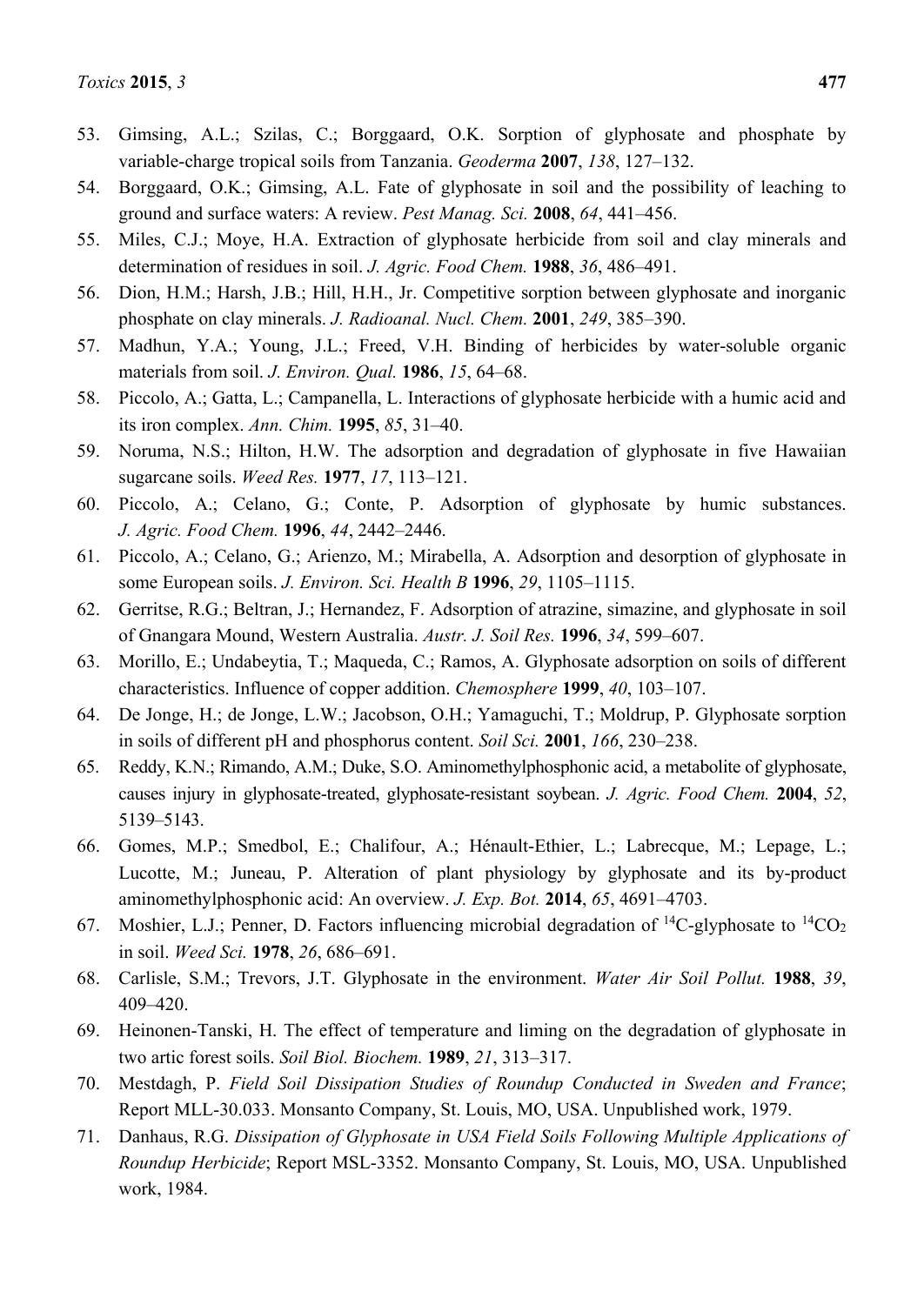53. Gimsing, A.L.; Szilas, C.; Borggaard, O.K. Sorption of glyphosate and phosphate by variable-charge tropical soils from Tanzania. *Geoderma* **2007**, *138*, 127–132.
54. Borggaard, O.K.; Gimsing, A.L. Fate of glyphosate in soil and the possibility of leaching to ground and surface waters: A review. *Pest Manag. Sci.* **2008**, *64*, 441–456.
55. Miles, C.J.; Moye, H.A. Extraction of glyphosate herbicide from soil and clay minerals and determination of residues in soil. *J. Agric. Food Chem.* **1988**, *36*, 486–491.
56. Dion, H.M.; Harsh, J.B.; Hill, H.H., Jr. Competitive sorption between glyphosate and inorganic phosphate on clay minerals. *J. Radioanal. Nucl. Chem.* **2001**, *249*, 385–390.
57. Madhun, Y.A.; Young, J.L.; Freed, V.H. Binding of herbicides by water-soluble organic materials from soil. *J. Environ. Qual.* **1986**, *15*, 64–68.
58. Piccolo, A.; Gatta, L.; Campanella, L. Interactions of glyphosate herbicide with a humic acid and its iron complex. *Ann. Chim.* **1995**, *85*, 31–40.
59. Noruma, N.S.; Hilton, H.W. The adsorption and degradation of glyphosate in five Hawaiian sugarcane soils. *Weed Res.* **1977**, *17*, 113–121.
60. Piccolo, A.; Celano, G.; Conte, P. Adsorption of glyphosate by humic substances. *J. Agric. Food Chem.* **1996**, *44*, 2442–2446.
61. Piccolo, A.; Celano, G.; Arienzo, M.; Mirabella, A. Adsorption and desorption of glyphosate in some European soils. *J. Environ. Sci. Health B* **1996**, *29*, 1105–1115.
62. Gerritse, R.G.; Beltran, J.; Hernandez, F. Adsorption of atrazine, simazine, and glyphosate in soil of Gnangara Mound, Western Australia. *Austr. J. Soil Res.* **1996**, *34*, 599–607.
63. Morillo, E.; Undabeytia, T.; Maqueda, C.; Ramos, A. Glyphosate adsorption on soils of different characteristics. Influence of copper addition. *Chemosphere* **1999**, *40*, 103–107.
64. De Jonge, H.; de Jonge, L.W.; Jacobson, O.H.; Yamaguchi, T.; Moldrup, P. Glyphosate sorption in soils of different pH and phosphorus content. *Soil Sci.* **2001**, *166*, 230–238.
65. Reddy, K.N.; Rimando, A.M.; Duke, S.O. Aminomethylphosphonic acid, a metabolite of glyphosate, causes injury in glyphosate-treated, glyphosate-resistant soybean. *J. Agric. Food Chem.* **2004**, *52*, 5139–5143.
66. Gomes, M.P.; Smedbol, E.; Chalifour, A.; Hénault-Ethier, L.; Labrecque, M.; Lepage, L.; Lucotte, M.; Juneau, P. Alteration of plant physiology by glyphosate and its by-product aminomethylphosphonic acid: An overview. *J. Exp. Bot.* **2014**, *65*, 4691–4703.
67. Moshier, L.J.; Penner, D. Factors influencing microbial degradation of $^{14}C$-glyphosate to $^{14}CO_2$ in soil. *Weed Sci.* **1978**, *26*, 686–691.
68. Carlisle, S.M.; Trevors, J.T. Glyphosate in the environment. *Water Air Soil Pollut.* **1988**, *39*, 409–420.
69. Heinonen-Tanski, H. The effect of temperature and liming on the degradation of glyphosate in two artic forest soils. *Soil Biol. Biochem.* **1989**, *21*, 313–317.
70. Mestdagh, P. *Field Soil Dissipation Studies of Roundup Conducted in Sweden and France*; Report MLL-30.033. Monsanto Company, St. Louis, MO, USA. Unpublished work, 1979.
71. Danhaus, R.G. *Dissipation of Glyphosate in USA Field Soils Following Multiple Applications of Roundup Herbicide*; Report MSL-3352. Monsanto Company, St. Louis, MO, USA. Unpublished work, 1984.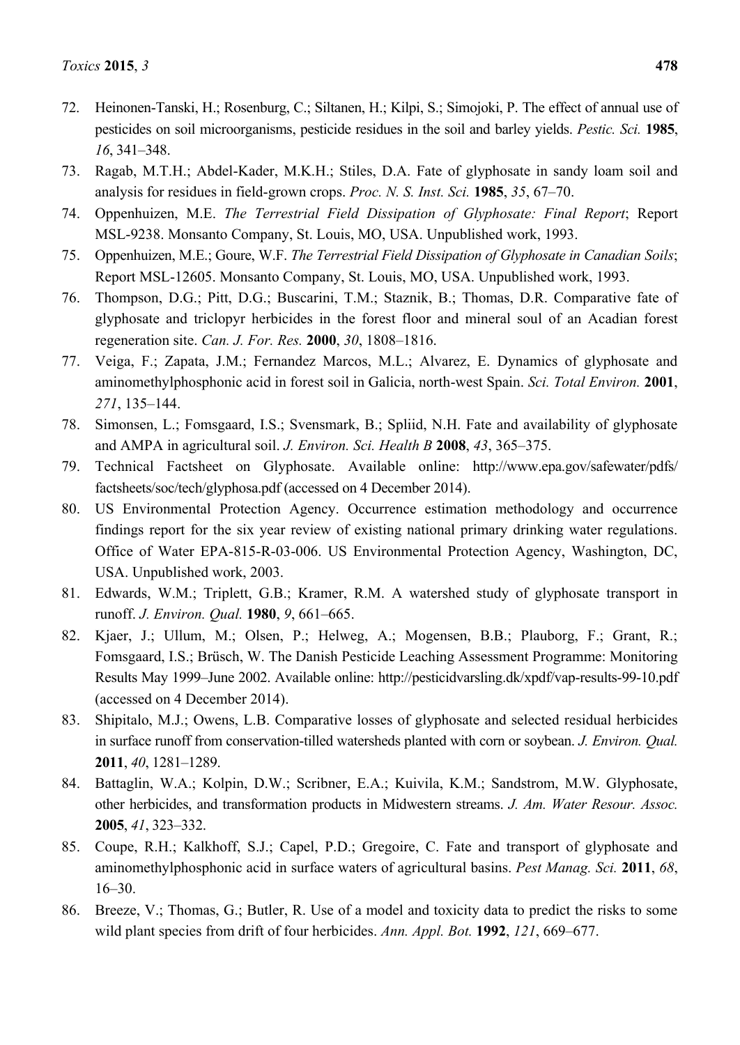72. Heinonen-Tanski, H.; Rosenburg, C.; Siltanen, H.; Kilpi, S.; Simojoki, P. The effect of annual use of pesticides on soil microorganisms, pesticide residues in the soil and barley yields. *Pestic. Sci.* **1985**, *16*, 341–348.
73. Ragab, M.T.H.; Abdel-Kader, M.K.H.; Stiles, D.A. Fate of glyphosate in sandy loam soil and analysis for residues in field-grown crops. *Proc. N. S. Inst. Sci.* **1985**, *35*, 67–70.
74. Oppenhuizen, M.E. *The Terrestrial Field Dissipation of Glyphosate: Final Report*; Report MSL-9238. Monsanto Company, St. Louis, MO, USA. Unpublished work, 1993.
75. Oppenhuizen, M.E.; Goure, W.F. *The Terrestrial Field Dissipation of Glyphosate in Canadian Soils*; Report MSL-12605. Monsanto Company, St. Louis, MO, USA. Unpublished work, 1993.
76. Thompson, D.G.; Pitt, D.G.; Buscarini, T.M.; Staznik, B.; Thomas, D.R. Comparative fate of glyphosate and triclopyr herbicides in the forest floor and mineral soul of an Acadian forest regeneration site. *Can. J. For. Res.* **2000**, *30*, 1808–1816.
77. Veiga, F.; Zapata, J.M.; Fernandez Marcos, M.L.; Alvarez, E. Dynamics of glyphosate and aminomethylphosphonic acid in forest soil in Galicia, north-west Spain. *Sci. Total Environ.* **2001**, *271*, 135–144.
78. Simonsen, L.; Fomsgaard, I.S.; Svensmark, B.; Spliid, N.H. Fate and availability of glyphosate and AMPA in agricultural soil. *J. Environ. Sci. Health B* **2008**, *43*, 365–375.
79. Technical Factsheet on Glyphosate. Available online: http://www.epa.gov/safewater/pdfs/factsheets/soc/tech/glyphosa.pdf (accessed on 4 December 2014).
80. US Environmental Protection Agency. Occurrence estimation methodology and occurrence findings report for the six year review of existing national primary drinking water regulations. Office of Water EPA-815-R-03-006. US Environmental Protection Agency, Washington, DC, USA. Unpublished work, 2003.
81. Edwards, W.M.; Triplett, G.B.; Kramer, R.M. A watershed study of glyphosate transport in runoff. *J. Environ. Qual.* **1980**, *9*, 661–665.
82. Kjaer, J.; Ullum, M.; Olsen, P.; Helweg, A.; Mogensen, B.B.; Plauborg, F.; Grant, R.; Fomsgaard, I.S.; Brüsch, W. The Danish Pesticide Leaching Assessment Programme: Monitoring Results May 1999–June 2002. Available online: http://pesticidvarsling.dk/xpdf/vap-results-99-10.pdf (accessed on 4 December 2014).
83. Shipitalo, M.J.; Owens, L.B. Comparative losses of glyphosate and selected residual herbicides in surface runoff from conservation-tilled watersheds planted with corn or soybean. *J. Environ. Qual.* **2011**, *40*, 1281–1289.
84. Battaglin, W.A.; Kolpin, D.W.; Scribner, E.A.; Kuivila, K.M.; Sandstrom, M.W. Glyphosate, other herbicides, and transformation products in Midwestern streams. *J. Am. Water Resour. Assoc.* **2005**, *41*, 323–332.
85. Coupe, R.H.; Kalkhoff, S.J.; Capel, P.D.; Gregoire, C. Fate and transport of glyphosate and aminomethylphosphonic acid in surface waters of agricultural basins. *Pest Manag. Sci.* **2011**, *68*, 16–30.
86. Breeze, V.; Thomas, G.; Butler, R. Use of a model and toxicity data to predict the risks to some wild plant species from drift of four herbicides. *Ann. Appl. Bot.* **1992**, *121*, 669–677.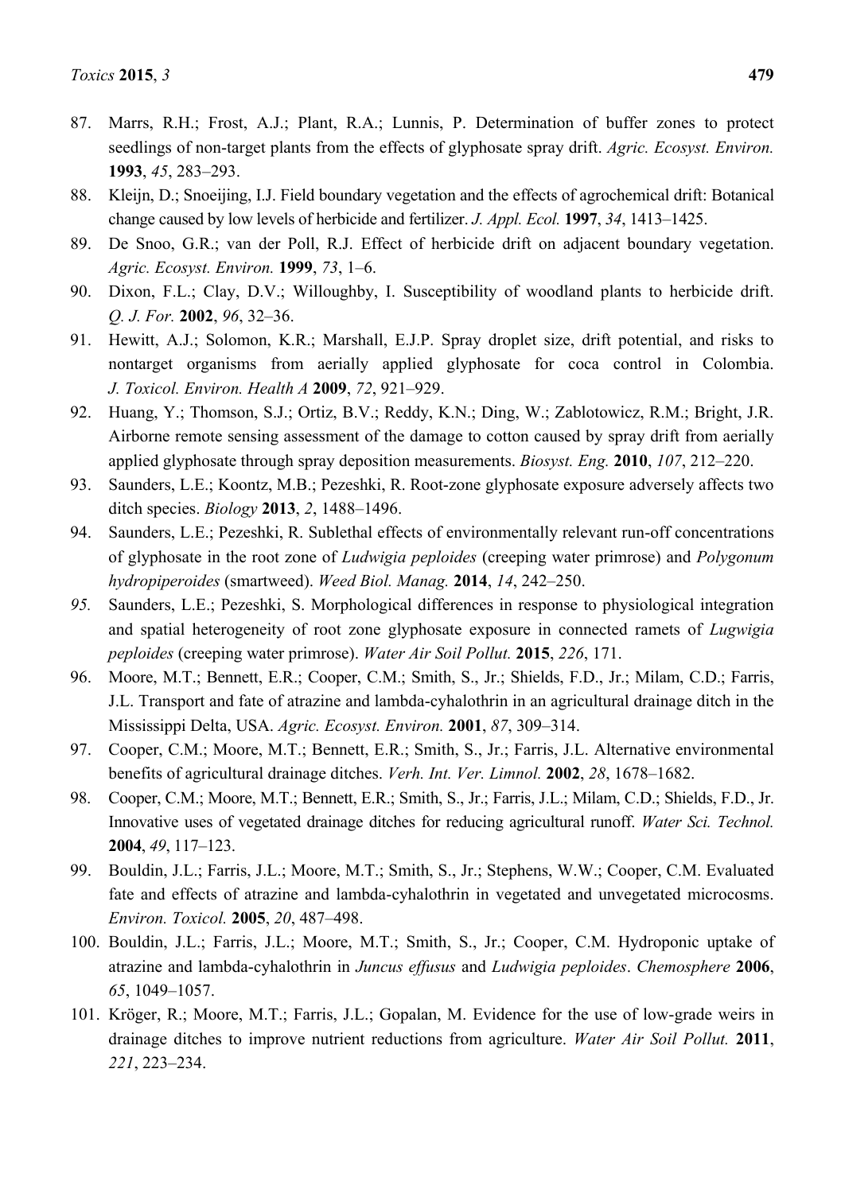87. Marrs, R.H.; Frost, A.J.; Plant, R.A.; Lunnis, P. Determination of buffer zones to protect seedlings of non-target plants from the effects of glyphosate spray drift. *Agric. Ecosyst. Environ.* **1993**, *45*, 283–293.
88. Kleijn, D.; Snoeijing, I.J. Field boundary vegetation and the effects of agrochemical drift: Botanical change caused by low levels of herbicide and fertilizer. *J. Appl. Ecol.* **1997**, *34*, 1413–1425.
89. De Snoo, G.R.; van der Poll, R.J. Effect of herbicide drift on adjacent boundary vegetation. *Agric. Ecosyst. Environ.* **1999**, *73*, 1–6.
90. Dixon, F.L.; Clay, D.V.; Willoughby, I. Susceptibility of woodland plants to herbicide drift. *Q. J. For.* **2002**, *96*, 32–36.
91. Hewitt, A.J.; Solomon, K.R.; Marshall, E.J.P. Spray droplet size, drift potential, and risks to nontarget organisms from aerially applied glyphosate for coca control in Colombia. *J. Toxicol. Environ. Health A* **2009**, *72*, 921–929.
92. Huang, Y.; Thomson, S.J.; Ortiz, B.V.; Reddy, K.N.; Ding, W.; Zablotowicz, R.M.; Bright, J.R. Airborne remote sensing assessment of the damage to cotton caused by spray drift from aerially applied glyphosate through spray deposition measurements. *Biosyst. Eng.* **2010**, *107*, 212–220.
93. Saunders, L.E.; Koontz, M.B.; Pezeshki, R. Root-zone glyphosate exposure adversely affects two ditch species. *Biology* **2013**, *2*, 1488–1496.
94. Saunders, L.E.; Pezeshki, R. Sublethal effects of environmentally relevant run-off concentrations of glyphosate in the root zone of *Ludwigia peploides* (creeping water primrose) and *Polygonum hydropiperoides* (smartweed). *Weed Biol. Manag.* **2014**, *14*, 242–250.
95. Saunders, L.E.; Pezeshki, S. Morphological differences in response to physiological integration and spatial heterogeneity of root zone glyphosate exposure in connected ramets of *Lugwigia peploides* (creeping water primrose). *Water Air Soil Pollut.* **2015**, *226*, 171.
96. Moore, M.T.; Bennett, E.R.; Cooper, C.M.; Smith, S., Jr.; Shields, F.D., Jr.; Milam, C.D.; Farris, J.L. Transport and fate of atrazine and lambda-cyhalothrin in an agricultural drainage ditch in the Mississippi Delta, USA. *Agric. Ecosyst. Environ.* **2001**, *87*, 309–314.
97. Cooper, C.M.; Moore, M.T.; Bennett, E.R.; Smith, S., Jr.; Farris, J.L. Alternative environmental benefits of agricultural drainage ditches. *Verh. Int. Ver. Limnol.* **2002**, *28*, 1678–1682.
98. Cooper, C.M.; Moore, M.T.; Bennett, E.R.; Smith, S., Jr.; Farris, J.L.; Milam, C.D.; Shields, F.D., Jr. Innovative uses of vegetated drainage ditches for reducing agricultural runoff. *Water Sci. Technol.* **2004**, *49*, 117–123.
99. Bouldin, J.L.; Farris, J.L.; Moore, M.T.; Smith, S., Jr.; Stephens, W.W.; Cooper, C.M. Evaluated fate and effects of atrazine and lambda-cyhalothrin in vegetated and unvegetated microcosms. *Environ. Toxicol.* **2005**, *20*, 487–498.
100. Bouldin, J.L.; Farris, J.L.; Moore, M.T.; Smith, S., Jr.; Cooper, C.M. Hydroponic uptake of atrazine and lambda-cyhalothrin in *Juncus effusus* and *Ludwigia peploides*. *Chemosphere* **2006**, *65*, 1049–1057.
101. Kröger, R.; Moore, M.T.; Farris, J.L.; Gopalan, M. Evidence for the use of low-grade weirs in drainage ditches to improve nutrient reductions from agriculture. *Water Air Soil Pollut.* **2011**, *221*, 223–234.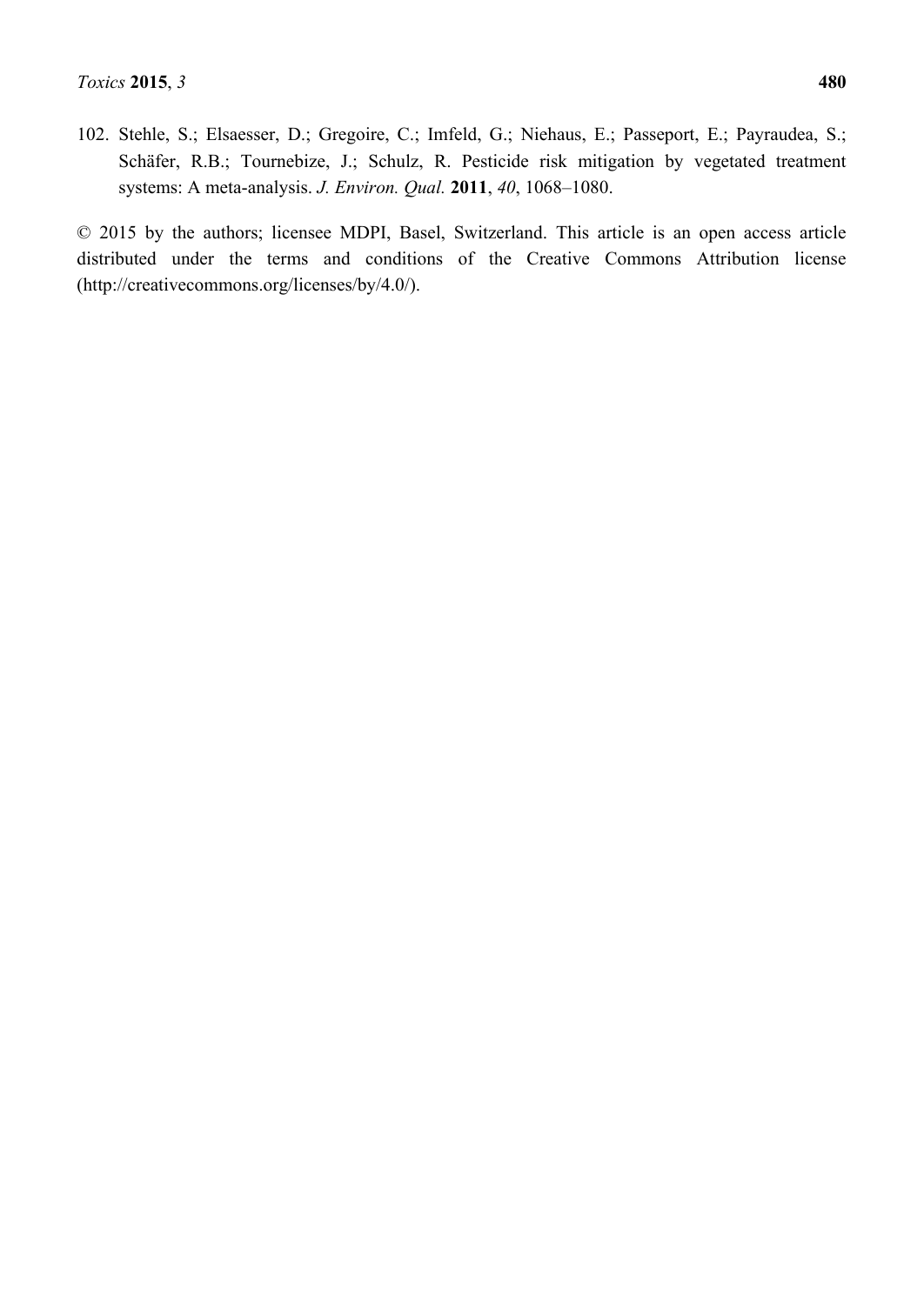102. Stehle, S.; Elsaesser, D.; Gregoire, C.; Imfeld, G.; Niehaus, E.; Passeport, E.; Payraudea, S.; Schäfer, R.B.; Tournebize, J.; Schulz, R. Pesticide risk mitigation by vegetated treatment systems: A meta-analysis. *J. Environ. Qual.* **2011**, *40*, 1068–1080.

© 2015 by the authors; licensee MDPI, Basel, Switzerland. This article is an open access article distributed under the terms and conditions of the Creative Commons Attribution license (http://creativecommons.org/licenses/by/4.0/).